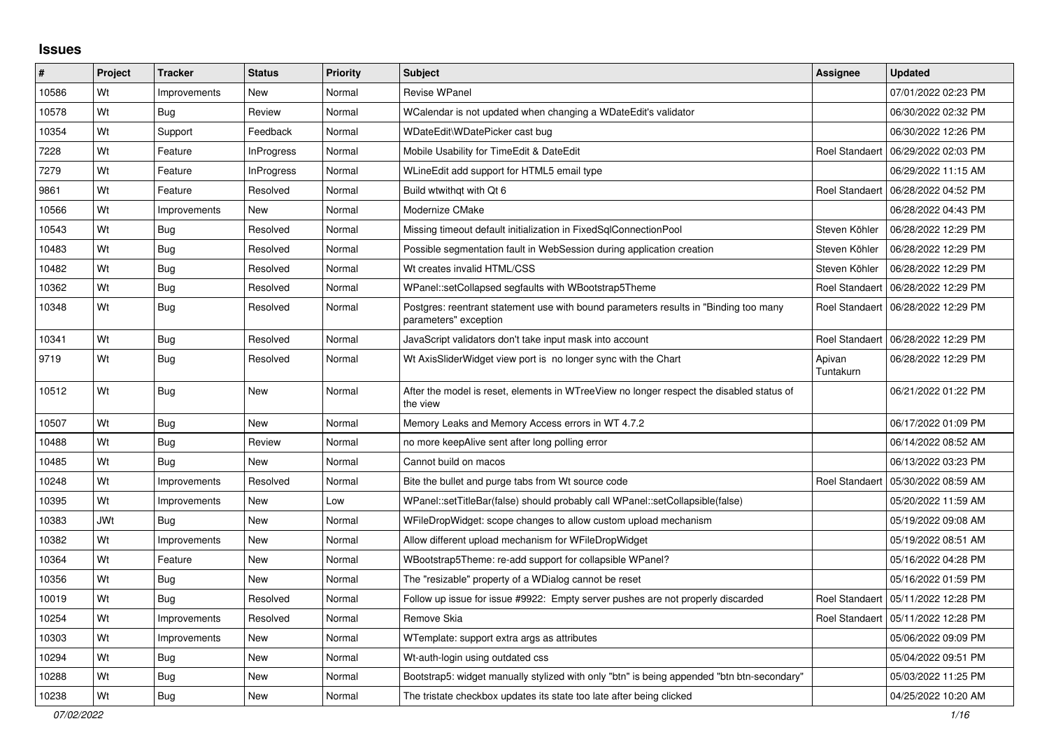## Issues

| # | Project | Tracker | Status | Priority | Subject | Assignee | Updated |
|---|---|---|---|---|---|---|---|
| 10586 | Wt | Improvements | New | Normal | Revise WPanel | | 07/01/2022 02:23 PM |
| 10578 | Wt | Bug | Review | Normal | WCalendar is not updated when changing a WDateEdit's validator | | 06/30/2022 02:32 PM |
| 10354 | Wt | Support | Feedback | Normal | WDateEdit\WDatePicker cast bug | | 06/30/2022 12:26 PM |
| 7228 | Wt | Feature | InProgress | Normal | Mobile Usability for TimeEdit & DateEdit | Roel Standaert | 06/29/2022 02:03 PM |
| 7279 | Wt | Feature | InProgress | Normal | WLineEdit add support for HTML5 email type | | 06/29/2022 11:15 AM |
| 9861 | Wt | Feature | Resolved | Normal | Build wtwithqt with Qt 6 | Roel Standaert | 06/28/2022 04:52 PM |
| 10566 | Wt | Improvements | New | Normal | Modernize CMake | | 06/28/2022 04:43 PM |
| 10543 | Wt | Bug | Resolved | Normal | Missing timeout default initialization in FixedSqlConnectionPool | Steven Köhler | 06/28/2022 12:29 PM |
| 10483 | Wt | Bug | Resolved | Normal | Possible segmentation fault in WebSession during application creation | Steven Köhler | 06/28/2022 12:29 PM |
| 10482 | Wt | Bug | Resolved | Normal | Wt creates invalid HTML/CSS | Steven Köhler | 06/28/2022 12:29 PM |
| 10362 | Wt | Bug | Resolved | Normal | WPanel::setCollapsed segfaults with WBootstrap5Theme | Roel Standaert | 06/28/2022 12:29 PM |
| 10348 | Wt | Bug | Resolved | Normal | Postgres: reentrant statement use with bound parameters results in "Binding too many parameters" exception | Roel Standaert | 06/28/2022 12:29 PM |
| 10341 | Wt | Bug | Resolved | Normal | JavaScript validators don't take input mask into account | Roel Standaert | 06/28/2022 12:29 PM |
| 9719 | Wt | Bug | Resolved | Normal | Wt AxisSliderWidget view port is no longer sync with the Chart | Apivan Tuntakurn | 06/28/2022 12:29 PM |
| 10512 | Wt | Bug | New | Normal | After the model is reset, elements in WTreeView no longer respect the disabled status of the view | | 06/21/2022 01:22 PM |
| 10507 | Wt | Bug | New | Normal | Memory Leaks and Memory Access errors in WT 4.7.2 | | 06/17/2022 01:09 PM |
| 10488 | Wt | Bug | Review | Normal | no more keepAlive sent after long polling error | | 06/14/2022 08:52 AM |
| 10485 | Wt | Bug | New | Normal | Cannot build on macos | | 06/13/2022 03:23 PM |
| 10248 | Wt | Improvements | Resolved | Normal | Bite the bullet and purge tabs from Wt source code | Roel Standaert | 05/30/2022 08:59 AM |
| 10395 | Wt | Improvements | New | Low | WPanel::setTitleBar(false) should probably call WPanel::setCollapsible(false) | | 05/20/2022 11:59 AM |
| 10383 | JWt | Bug | New | Normal | WFileDropWidget: scope changes to allow custom upload mechanism | | 05/19/2022 09:08 AM |
| 10382 | Wt | Improvements | New | Normal | Allow different upload mechanism for WFileDropWidget | | 05/19/2022 08:51 AM |
| 10364 | Wt | Feature | New | Normal | WBootstrap5Theme: re-add support for collapsible WPanel? | | 05/16/2022 04:28 PM |
| 10356 | Wt | Bug | New | Normal | The "resizable" property of a WDialog cannot be reset | | 05/16/2022 01:59 PM |
| 10019 | Wt | Bug | Resolved | Normal | Follow up issue for issue #9922: Empty server pushes are not properly discarded | Roel Standaert | 05/11/2022 12:28 PM |
| 10254 | Wt | Improvements | Resolved | Normal | Remove Skia | Roel Standaert | 05/11/2022 12:28 PM |
| 10303 | Wt | Improvements | New | Normal | WTemplate: support extra args as attributes | | 05/06/2022 09:09 PM |
| 10294 | Wt | Bug | New | Normal | Wt-auth-login using outdated css | | 05/04/2022 09:51 PM |
| 10288 | Wt | Bug | New | Normal | Bootstrap5: widget manually stylized with only "btn" is being appended "btn btn-secondary" | | 05/03/2022 11:25 PM |
| 10238 | Wt | Bug | New | Normal | The tristate checkbox updates its state too late after being clicked | | 04/25/2022 10:20 AM |

*07/02/2022*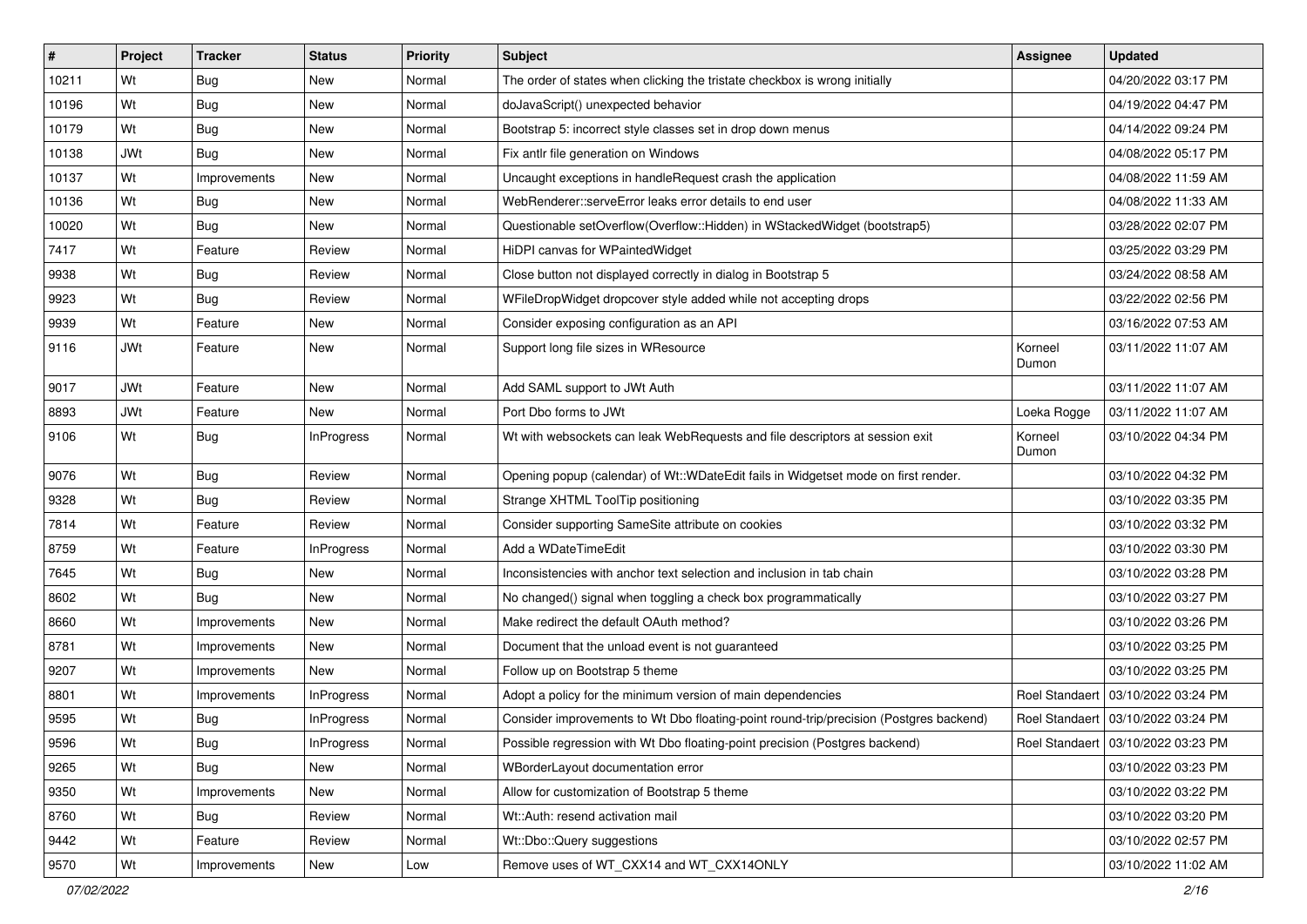| # | Project | Tracker | Status | Priority | Subject | Assignee | Updated |
|---|---|---|---|---|---|---|---|
| 10211 | Wt | Bug | New | Normal | The order of states when clicking the tristate checkbox is wrong initially | | 04/20/2022 03:17 PM |
| 10196 | Wt | Bug | New | Normal | doJavaScript() unexpected behavior | | 04/19/2022 04:47 PM |
| 10179 | Wt | Bug | New | Normal | Bootstrap 5: incorrect style classes set in drop down menus | | 04/14/2022 09:24 PM |
| 10138 | JWt | Bug | New | Normal | Fix antlr file generation on Windows | | 04/08/2022 05:17 PM |
| 10137 | Wt | Improvements | New | Normal | Uncaught exceptions in handleRequest crash the application | | 04/08/2022 11:59 AM |
| 10136 | Wt | Bug | New | Normal | WebRenderer::serveError leaks error details to end user | | 04/08/2022 11:33 AM |
| 10020 | Wt | Bug | New | Normal | Questionable setOverflow(Overflow::Hidden) in WStackedWidget (bootstrap5) | | 03/28/2022 02:07 PM |
| 7417 | Wt | Feature | Review | Normal | HiDPI canvas for WPaintedWidget | | 03/25/2022 03:29 PM |
| 9938 | Wt | Bug | Review | Normal | Close button not displayed correctly in dialog in Bootstrap 5 | | 03/24/2022 08:58 AM |
| 9923 | Wt | Bug | Review | Normal | WFileDropWidget dropcover style added while not accepting drops | | 03/22/2022 02:56 PM |
| 9939 | Wt | Feature | New | Normal | Consider exposing configuration as an API | | 03/16/2022 07:53 AM |
| 9116 | JWt | Feature | New | Normal | Support long file sizes in WResource | Korneel Dumon | 03/11/2022 11:07 AM |
| 9017 | JWt | Feature | New | Normal | Add SAML support to JWt Auth | | 03/11/2022 11:07 AM |
| 8893 | JWt | Feature | New | Normal | Port Dbo forms to JWt | Loeka Rogge | 03/11/2022 11:07 AM |
| 9106 | Wt | Bug | InProgress | Normal | Wt with websockets can leak WebRequests and file descriptors at session exit | Korneel Dumon | 03/10/2022 04:34 PM |
| 9076 | Wt | Bug | Review | Normal | Opening popup (calendar) of Wt::WDateEdit fails in Widgetset mode on first render. | | 03/10/2022 04:32 PM |
| 9328 | Wt | Bug | Review | Normal | Strange XHTML ToolTip positioning | | 03/10/2022 03:35 PM |
| 7814 | Wt | Feature | Review | Normal | Consider supporting SameSite attribute on cookies | | 03/10/2022 03:32 PM |
| 8759 | Wt | Feature | InProgress | Normal | Add a WDateTimeEdit | | 03/10/2022 03:30 PM |
| 7645 | Wt | Bug | New | Normal | Inconsistencies with anchor text selection and inclusion in tab chain | | 03/10/2022 03:28 PM |
| 8602 | Wt | Bug | New | Normal | No changed() signal when toggling a check box programmatically | | 03/10/2022 03:27 PM |
| 8660 | Wt | Improvements | New | Normal | Make redirect the default OAuth method? | | 03/10/2022 03:26 PM |
| 8781 | Wt | Improvements | New | Normal | Document that the unload event is not guaranteed | | 03/10/2022 03:25 PM |
| 9207 | Wt | Improvements | New | Normal | Follow up on Bootstrap 5 theme | | 03/10/2022 03:25 PM |
| 8801 | Wt | Improvements | InProgress | Normal | Adopt a policy for the minimum version of main dependencies | Roel Standaert | 03/10/2022 03:24 PM |
| 9595 | Wt | Bug | InProgress | Normal | Consider improvements to Wt Dbo floating-point round-trip/precision (Postgres backend) | Roel Standaert | 03/10/2022 03:24 PM |
| 9596 | Wt | Bug | InProgress | Normal | Possible regression with Wt Dbo floating-point precision (Postgres backend) | Roel Standaert | 03/10/2022 03:23 PM |
| 9265 | Wt | Bug | New | Normal | WBorderLayout documentation error | | 03/10/2022 03:23 PM |
| 9350 | Wt | Improvements | New | Normal | Allow for customization of Bootstrap 5 theme | | 03/10/2022 03:22 PM |
| 8760 | Wt | Bug | Review | Normal | Wt::Auth: resend activation mail | | 03/10/2022 03:20 PM |
| 9442 | Wt | Feature | Review | Normal | Wt::Dbo::Query suggestions | | 03/10/2022 02:57 PM |
| 9570 | Wt | Improvements | New | Low | Remove uses of WT_CXX14 and WT_CXX14ONLY | | 03/10/2022 11:02 AM |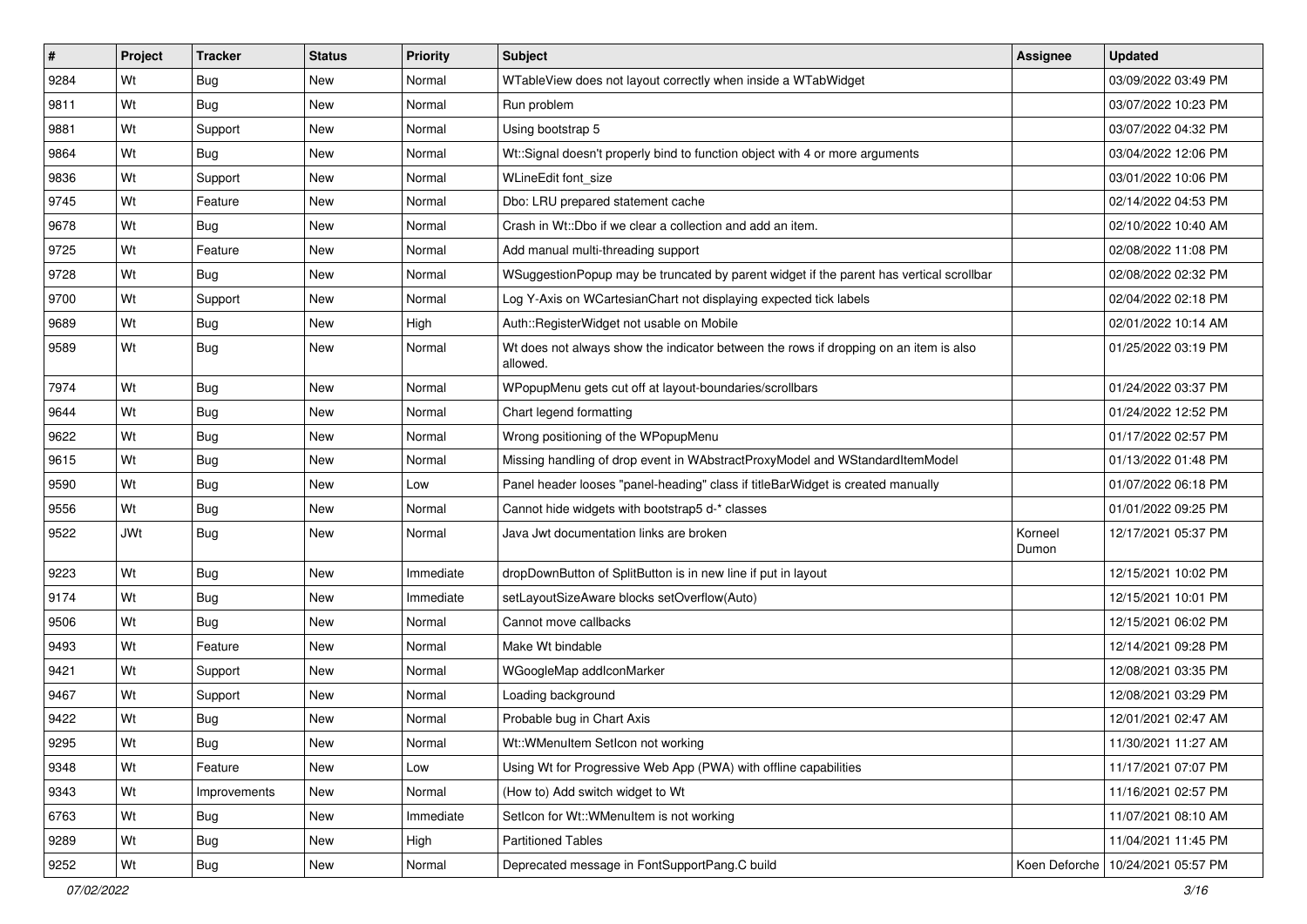| # | Project | Tracker | Status | Priority | Subject | Assignee | Updated |
|---|---|---|---|---|---|---|---|
| 9284 | Wt | Bug | New | Normal | WTableView does not layout correctly when inside a WTabWidget | | 03/09/2022 03:49 PM |
| 9811 | Wt | Bug | New | Normal | Run problem | | 03/07/2022 10:23 PM |
| 9881 | Wt | Support | New | Normal | Using bootstrap 5 | | 03/07/2022 04:32 PM |
| 9864 | Wt | Bug | New | Normal | Wt::Signal doesn't properly bind to function object with 4 or more arguments | | 03/04/2022 12:06 PM |
| 9836 | Wt | Support | New | Normal | WLineEdit font_size | | 03/01/2022 10:06 PM |
| 9745 | Wt | Feature | New | Normal | Dbo: LRU prepared statement cache | | 02/14/2022 04:53 PM |
| 9678 | Wt | Bug | New | Normal | Crash in Wt::Dbo if we clear a collection and add an item. | | 02/10/2022 10:40 AM |
| 9725 | Wt | Feature | New | Normal | Add manual multi-threading support | | 02/08/2022 11:08 PM |
| 9728 | Wt | Bug | New | Normal | WSuggestionPopup may be truncated by parent widget if the parent has vertical scrollbar | | 02/08/2022 02:32 PM |
| 9700 | Wt | Support | New | Normal | Log Y-Axis on WCartesianChart not displaying expected tick labels | | 02/04/2022 02:18 PM |
| 9689 | Wt | Bug | New | High | Auth::RegisterWidget not usable on Mobile | | 02/01/2022 10:14 AM |
| 9589 | Wt | Bug | New | Normal | Wt does not always show the indicator between the rows if dropping on an item is also allowed. | | 01/25/2022 03:19 PM |
| 7974 | Wt | Bug | New | Normal | WPopupMenu gets cut off at layout-boundaries/scrollbars | | 01/24/2022 03:37 PM |
| 9644 | Wt | Bug | New | Normal | Chart legend formatting | | 01/24/2022 12:52 PM |
| 9622 | Wt | Bug | New | Normal | Wrong positioning of the WPopupMenu | | 01/17/2022 02:57 PM |
| 9615 | Wt | Bug | New | Normal | Missing handling of drop event in WAbstractProxyModel and WStandardItemModel | | 01/13/2022 01:48 PM |
| 9590 | Wt | Bug | New | Low | Panel header looses "panel-heading" class if titleBarWidget is created manually | | 01/07/2022 06:18 PM |
| 9556 | Wt | Bug | New | Normal | Cannot hide widgets with bootstrap5 d-* classes | | 01/01/2022 09:25 PM |
| 9522 | JWt | Bug | New | Normal | Java Jwt documentation links are broken | Korneel Dumon | 12/17/2021 05:37 PM |
| 9223 | Wt | Bug | New | Immediate | dropDownButton of SplitButton is in new line if put in layout | | 12/15/2021 10:02 PM |
| 9174 | Wt | Bug | New | Immediate | setLayoutSizeAware blocks setOverflow(Auto) | | 12/15/2021 10:01 PM |
| 9506 | Wt | Bug | New | Normal | Cannot move callbacks | | 12/15/2021 06:02 PM |
| 9493 | Wt | Feature | New | Normal | Make Wt bindable | | 12/14/2021 09:28 PM |
| 9421 | Wt | Support | New | Normal | WGoogleMap addIconMarker | | 12/08/2021 03:35 PM |
| 9467 | Wt | Support | New | Normal | Loading background | | 12/08/2021 03:29 PM |
| 9422 | Wt | Bug | New | Normal | Probable bug in Chart Axis | | 12/01/2021 02:47 AM |
| 9295 | Wt | Bug | New | Normal | Wt::WMenuItem SetIcon not working | | 11/30/2021 11:27 AM |
| 9348 | Wt | Feature | New | Low | Using Wt for Progressive Web App (PWA) with offline capabilities | | 11/17/2021 07:07 PM |
| 9343 | Wt | Improvements | New | Normal | (How to) Add switch widget to Wt | | 11/16/2021 02:57 PM |
| 6763 | Wt | Bug | New | Immediate | SetIcon for Wt::WMenuItem is not working | | 11/07/2021 08:10 AM |
| 9289 | Wt | Bug | New | High | Partitioned Tables | | 11/04/2021 11:45 PM |
| 9252 | Wt | Bug | New | Normal | Deprecated message in FontSupportPang.C build | Koen Deforche | 10/24/2021 05:57 PM |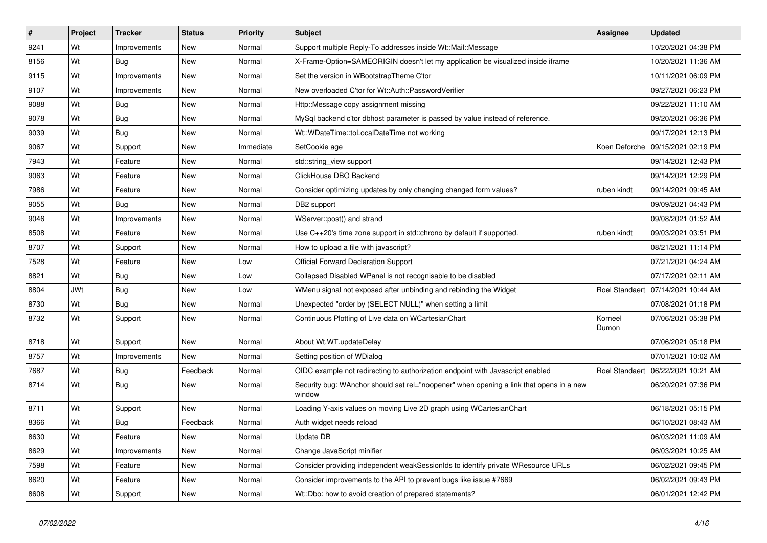| # | Project | Tracker | Status | Priority | Subject | Assignee | Updated |
| --- | --- | --- | --- | --- | --- | --- | --- |
| 9241 | Wt | Improvements | New | Normal | Support multiple Reply-To addresses inside Wt::Mail::Message | | 10/20/2021 04:38 PM |
| 8156 | Wt | Bug | New | Normal | X-Frame-Option=SAMEORIGIN doesn't let my application be visualized inside iframe | | 10/20/2021 11:36 AM |
| 9115 | Wt | Improvements | New | Normal | Set the version in WBootstrapTheme C'tor | | 10/11/2021 06:09 PM |
| 9107 | Wt | Improvements | New | Normal | New overloaded C'tor for Wt::Auth::PasswordVerifier | | 09/27/2021 06:23 PM |
| 9088 | Wt | Bug | New | Normal | Http::Message copy assignment missing | | 09/22/2021 11:10 AM |
| 9078 | Wt | Bug | New | Normal | MySql backend c'tor dbhost parameter is passed by value instead of reference. | | 09/20/2021 06:36 PM |
| 9039 | Wt | Bug | New | Normal | Wt::WDateTime::toLocalDateTime not working | | 09/17/2021 12:13 PM |
| 9067 | Wt | Support | New | Immediate | SetCookie age | Koen Deforche | 09/15/2021 02:19 PM |
| 7943 | Wt | Feature | New | Normal | std::string_view support | | 09/14/2021 12:43 PM |
| 9063 | Wt | Feature | New | Normal | ClickHouse DBO Backend | | 09/14/2021 12:29 PM |
| 7986 | Wt | Feature | New | Normal | Consider optimizing updates by only changing changed form values? | ruben kindt | 09/14/2021 09:45 AM |
| 9055 | Wt | Bug | New | Normal | DB2 support | | 09/09/2021 04:43 PM |
| 9046 | Wt | Improvements | New | Normal | WServer::post() and strand | | 09/08/2021 01:52 AM |
| 8508 | Wt | Feature | New | Normal | Use C++20's time zone support in std::chrono by default if supported. | ruben kindt | 09/03/2021 03:51 PM |
| 8707 | Wt | Support | New | Normal | How to upload a file with javascript? | | 08/21/2021 11:14 PM |
| 7528 | Wt | Feature | New | Low | Official Forward Declaration Support | | 07/21/2021 04:24 AM |
| 8821 | Wt | Bug | New | Low | Collapsed Disabled WPanel is not recognisable to be disabled | | 07/17/2021 02:11 AM |
| 8804 | JWt | Bug | New | Low | WMenu signal not exposed after unbinding and rebinding the Widget | Roel Standaert | 07/14/2021 10:44 AM |
| 8730 | Wt | Bug | New | Normal | Unexpected "order by (SELECT NULL)" when setting a limit | | 07/08/2021 01:18 PM |
| 8732 | Wt | Support | New | Normal | Continuous Plotting of Live data on WCartesianChart | Korneel Dumon | 07/06/2021 05:38 PM |
| 8718 | Wt | Support | New | Normal | About Wt.WT.updateDelay | | 07/06/2021 05:18 PM |
| 8757 | Wt | Improvements | New | Normal | Setting position of WDialog | | 07/01/2021 10:02 AM |
| 7687 | Wt | Bug | Feedback | Normal | OIDC example not redirecting to authorization endpoint with Javascript enabled | Roel Standaert | 06/22/2021 10:21 AM |
| 8714 | Wt | Bug | New | Normal | Security bug: WAnchor should set rel="noopener" when opening a link that opens in a new window | | 06/20/2021 07:36 PM |
| 8711 | Wt | Support | New | Normal | Loading Y-axis values on moving Live 2D graph using WCartesianChart | | 06/18/2021 05:15 PM |
| 8366 | Wt | Bug | Feedback | Normal | Auth widget needs reload | | 06/10/2021 08:43 AM |
| 8630 | Wt | Feature | New | Normal | Update DB | | 06/03/2021 11:09 AM |
| 8629 | Wt | Improvements | New | Normal | Change JavaScript minifier | | 06/03/2021 10:25 AM |
| 7598 | Wt | Feature | New | Normal | Consider providing independent weakSessionIds to identify private WResource URLs | | 06/02/2021 09:45 PM |
| 8620 | Wt | Feature | New | Normal | Consider improvements to the API to prevent bugs like issue #7669 | | 06/02/2021 09:43 PM |
| 8608 | Wt | Support | New | Normal | Wt::Dbo: how to avoid creation of prepared statements? | | 06/01/2021 12:42 PM |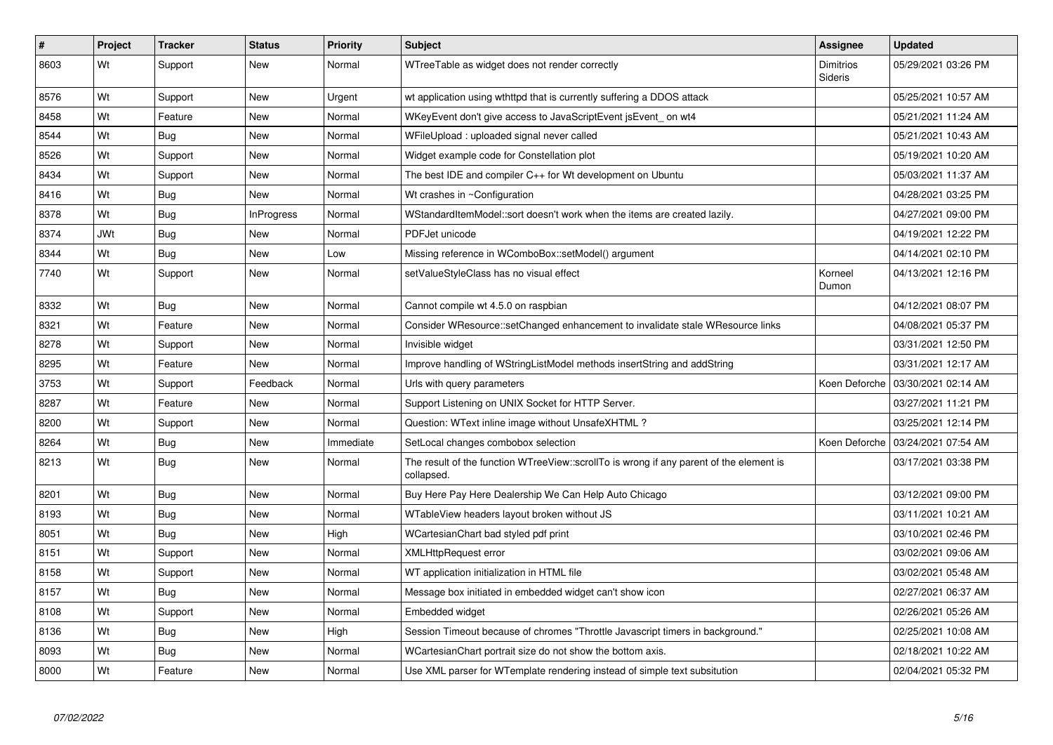| # | Project | Tracker | Status | Priority | Subject | Assignee | Updated |
|---|---|---|---|---|---|---|---|
| 8603 | Wt | Support | New | Normal | WTreeTable as widget does not render correctly | Dimitrios Sideris | 05/29/2021 03:26 PM |
| 8576 | Wt | Support | New | Urgent | wt application using wthttpd that is currently suffering a DDOS attack | | 05/25/2021 10:57 AM |
| 8458 | Wt | Feature | New | Normal | WKeyEvent don't give access to JavaScriptEvent jsEvent_ on wt4 | | 05/21/2021 11:24 AM |
| 8544 | Wt | Bug | New | Normal | WFileUpload : uploaded signal never called | | 05/21/2021 10:43 AM |
| 8526 | Wt | Support | New | Normal | Widget example code for Constellation plot | | 05/19/2021 10:20 AM |
| 8434 | Wt | Support | New | Normal | The best IDE and compiler C++ for Wt development on Ubuntu | | 05/03/2021 11:37 AM |
| 8416 | Wt | Bug | New | Normal | Wt crashes in ~Configuration | | 04/28/2021 03:25 PM |
| 8378 | Wt | Bug | InProgress | Normal | WStandardItemModel::sort doesn't work when the items are created lazily. | | 04/27/2021 09:00 PM |
| 8374 | JWt | Bug | New | Normal | PDFJet unicode | | 04/19/2021 12:22 PM |
| 8344 | Wt | Bug | New | Low | Missing reference in WComboBox::setModel() argument | | 04/14/2021 02:10 PM |
| 7740 | Wt | Support | New | Normal | setValueStyleClass has no visual effect | Korneel Dumon | 04/13/2021 12:16 PM |
| 8332 | Wt | Bug | New | Normal | Cannot compile wt 4.5.0 on raspbian | | 04/12/2021 08:07 PM |
| 8321 | Wt | Feature | New | Normal | Consider WResource::setChanged enhancement to invalidate stale WResource links | | 04/08/2021 05:37 PM |
| 8278 | Wt | Support | New | Normal | Invisible widget | | 03/31/2021 12:50 PM |
| 8295 | Wt | Feature | New | Normal | Improve handling of WStringListModel methods insertString and addString | | 03/31/2021 12:17 AM |
| 3753 | Wt | Support | Feedback | Normal | Urls with query parameters | Koen Deforche | 03/30/2021 02:14 AM |
| 8287 | Wt | Feature | New | Normal | Support Listening on UNIX Socket for HTTP Server. | | 03/27/2021 11:21 PM |
| 8200 | Wt | Support | New | Normal | Question: WText inline image without UnsafeXHTML ? | | 03/25/2021 12:14 PM |
| 8264 | Wt | Bug | New | Immediate | SetLocal changes combobox selection | Koen Deforche | 03/24/2021 07:54 AM |
| 8213 | Wt | Bug | New | Normal | The result of the function WTreeView::scrollTo is wrong if any parent of the element is collapsed. | | 03/17/2021 03:38 PM |
| 8201 | Wt | Bug | New | Normal | Buy Here Pay Here Dealership We Can Help Auto Chicago | | 03/12/2021 09:00 PM |
| 8193 | Wt | Bug | New | Normal | WTableView headers layout broken without JS | | 03/11/2021 10:21 AM |
| 8051 | Wt | Bug | New | High | WCartesianChart bad styled pdf print | | 03/10/2021 02:46 PM |
| 8151 | Wt | Support | New | Normal | XMLHttpRequest error | | 03/02/2021 09:06 AM |
| 8158 | Wt | Support | New | Normal | WT application initialization in HTML file | | 03/02/2021 05:48 AM |
| 8157 | Wt | Bug | New | Normal | Message box initiated in embedded widget can't show icon | | 02/27/2021 06:37 AM |
| 8108 | Wt | Support | New | Normal | Embedded widget | | 02/26/2021 05:26 AM |
| 8136 | Wt | Bug | New | High | Session Timeout because of chromes "Throttle Javascript timers in background." | | 02/25/2021 10:08 AM |
| 8093 | Wt | Bug | New | Normal | WCartesianChart portrait size do not show the bottom axis. | | 02/18/2021 10:22 AM |
| 8000 | Wt | Feature | New | Normal | Use XML parser for WTemplate rendering instead of simple text subsitution | | 02/04/2021 05:32 PM |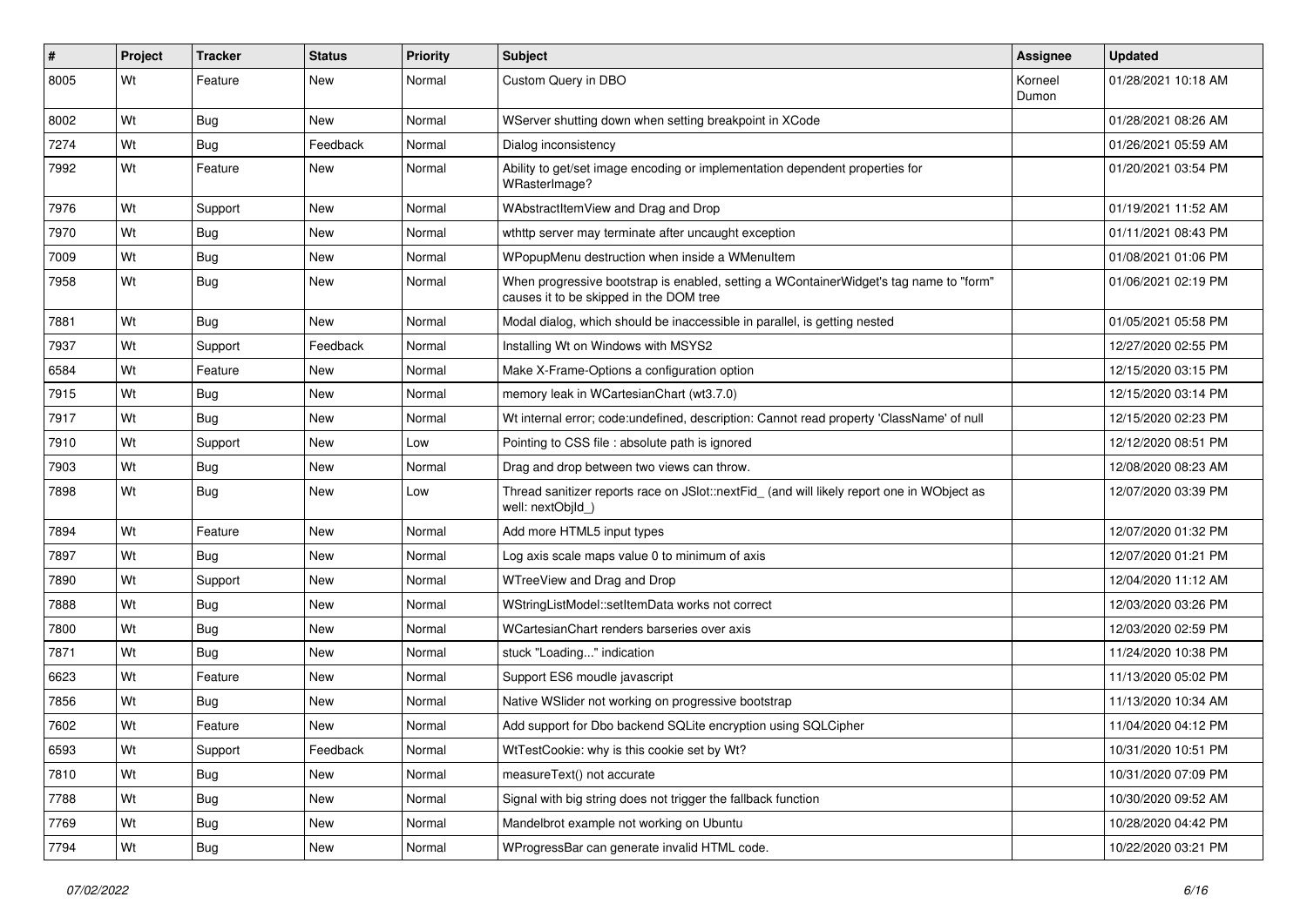| # | Project | Tracker | Status | Priority | Subject | Assignee | Updated |
|---|---|---|---|---|---|---|---|
| 8005 | Wt | Feature | New | Normal | Custom Query in DBO | Korneel Dumon | 01/28/2021 10:18 AM |
| 8002 | Wt | Bug | New | Normal | WServer shutting down when setting breakpoint in XCode | | 01/28/2021 08:26 AM |
| 7274 | Wt | Bug | Feedback | Normal | Dialog inconsistency | | 01/26/2021 05:59 AM |
| 7992 | Wt | Feature | New | Normal | Ability to get/set image encoding or implementation dependent properties for WRasterImage? | | 01/20/2021 03:54 PM |
| 7976 | Wt | Support | New | Normal | WAbstractItemView and Drag and Drop | | 01/19/2021 11:52 AM |
| 7970 | Wt | Bug | New | Normal | wthttp server may terminate after uncaught exception | | 01/11/2021 08:43 PM |
| 7009 | Wt | Bug | New | Normal | WPopupMenu destruction when inside a WMenuItem | | 01/08/2021 01:06 PM |
| 7958 | Wt | Bug | New | Normal | When progressive bootstrap is enabled, setting a WContainerWidget's tag name to "form" causes it to be skipped in the DOM tree | | 01/06/2021 02:19 PM |
| 7881 | Wt | Bug | New | Normal | Modal dialog, which should be inaccessible in parallel, is getting nested | | 01/05/2021 05:58 PM |
| 7937 | Wt | Support | Feedback | Normal | Installing Wt on Windows with MSYS2 | | 12/27/2020 02:55 PM |
| 6584 | Wt | Feature | New | Normal | Make X-Frame-Options a configuration option | | 12/15/2020 03:15 PM |
| 7915 | Wt | Bug | New | Normal | memory leak in WCartesianChart (wt3.7.0) | | 12/15/2020 03:14 PM |
| 7917 | Wt | Bug | New | Normal | Wt internal error; code:undefined, description: Cannot read property 'ClassName' of null | | 12/15/2020 02:23 PM |
| 7910 | Wt | Support | New | Low | Pointing to CSS file : absolute path is ignored | | 12/12/2020 08:51 PM |
| 7903 | Wt | Bug | New | Normal | Drag and drop between two views can throw. | | 12/08/2020 08:23 AM |
| 7898 | Wt | Bug | New | Low | Thread sanitizer reports race on JSlot::nextFid_ (and will likely report one in WObject as well: nextObjId_) | | 12/07/2020 03:39 PM |
| 7894 | Wt | Feature | New | Normal | Add more HTML5 input types | | 12/07/2020 01:32 PM |
| 7897 | Wt | Bug | New | Normal | Log axis scale maps value 0 to minimum of axis | | 12/07/2020 01:21 PM |
| 7890 | Wt | Support | New | Normal | WTreeView and Drag and Drop | | 12/04/2020 11:12 AM |
| 7888 | Wt | Bug | New | Normal | WStringListModel::setItemData works not correct | | 12/03/2020 03:26 PM |
| 7800 | Wt | Bug | New | Normal | WCartesianChart renders barseries over axis | | 12/03/2020 02:59 PM |
| 7871 | Wt | Bug | New | Normal | stuck "Loading..." indication | | 11/24/2020 10:38 PM |
| 6623 | Wt | Feature | New | Normal | Support ES6 moudle javascript | | 11/13/2020 05:02 PM |
| 7856 | Wt | Bug | New | Normal | Native WSlider not working on progressive bootstrap | | 11/13/2020 10:34 AM |
| 7602 | Wt | Feature | New | Normal | Add support for Dbo backend SQLite encryption using SQLCipher | | 11/04/2020 04:12 PM |
| 6593 | Wt | Support | Feedback | Normal | WtTestCookie: why is this cookie set by Wt? | | 10/31/2020 10:51 PM |
| 7810 | Wt | Bug | New | Normal | measureText() not accurate | | 10/31/2020 07:09 PM |
| 7788 | Wt | Bug | New | Normal | Signal with big string does not trigger the fallback function | | 10/30/2020 09:52 AM |
| 7769 | Wt | Bug | New | Normal | Mandelbrot example not working on Ubuntu | | 10/28/2020 04:42 PM |
| 7794 | Wt | Bug | New | Normal | WProgressBar can generate invalid HTML code. | | 10/22/2020 03:21 PM |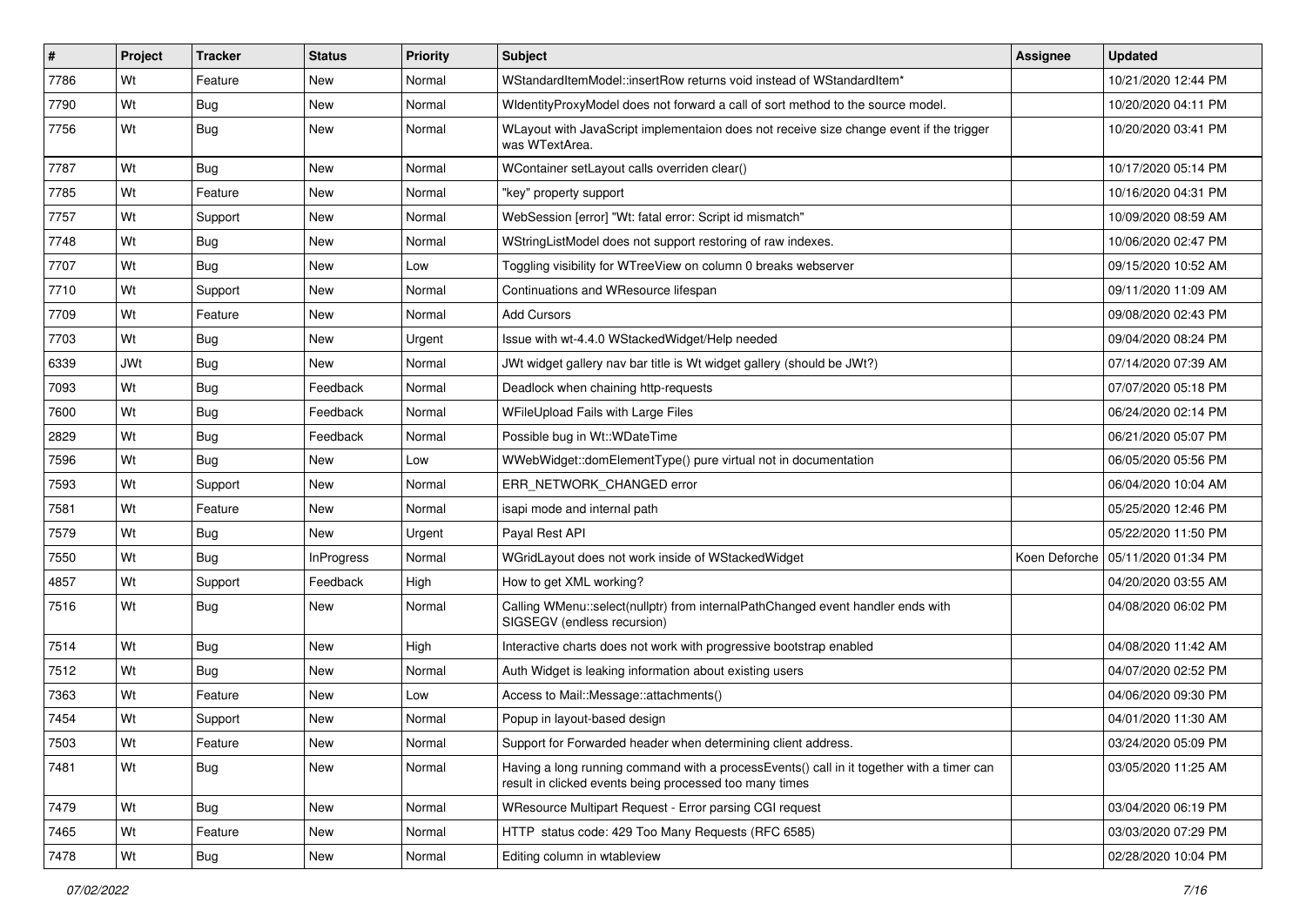| # | Project | Tracker | Status | Priority | Subject | Assignee | Updated |
|---|---|---|---|---|---|---|---|
| 7786 | Wt | Feature | New | Normal | WStandardItemModel::insertRow returns void instead of WStandardItem* | | 10/21/2020 12:44 PM |
| 7790 | Wt | Bug | New | Normal | WIdentityProxyModel does not forward a call of sort method to the source model. | | 10/20/2020 04:11 PM |
| 7756 | Wt | Bug | New | Normal | WLayout with JavaScript implementaion does not receive size change event if the trigger was WTextArea. | | 10/20/2020 03:41 PM |
| 7787 | Wt | Bug | New | Normal | WContainer setLayout calls overriden clear() | | 10/17/2020 05:14 PM |
| 7785 | Wt | Feature | New | Normal | "key" property support | | 10/16/2020 04:31 PM |
| 7757 | Wt | Support | New | Normal | WebSession [error] "Wt: fatal error: Script id mismatch" | | 10/09/2020 08:59 AM |
| 7748 | Wt | Bug | New | Normal | WStringListModel does not support restoring of raw indexes. | | 10/06/2020 02:47 PM |
| 7707 | Wt | Bug | New | Low | Toggling visibility for WTreeView on column 0 breaks webserver | | 09/15/2020 10:52 AM |
| 7710 | Wt | Support | New | Normal | Continuations and WResource lifespan | | 09/11/2020 11:09 AM |
| 7709 | Wt | Feature | New | Normal | Add Cursors | | 09/08/2020 02:43 PM |
| 7703 | Wt | Bug | New | Urgent | Issue with wt-4.4.0 WStackedWidget/Help needed | | 09/04/2020 08:24 PM |
| 6339 | JWt | Bug | New | Normal | JWt widget gallery nav bar title is Wt widget gallery (should be JWt?) | | 07/14/2020 07:39 AM |
| 7093 | Wt | Bug | Feedback | Normal | Deadlock when chaining http-requests | | 07/07/2020 05:18 PM |
| 7600 | Wt | Bug | Feedback | Normal | WFileUpload Fails with Large Files | | 06/24/2020 02:14 PM |
| 2829 | Wt | Bug | Feedback | Normal | Possible bug in Wt::WDateTime | | 06/21/2020 05:07 PM |
| 7596 | Wt | Bug | New | Low | WWebWidget::domElementType() pure virtual not in documentation | | 06/05/2020 05:56 PM |
| 7593 | Wt | Support | New | Normal | ERR_NETWORK_CHANGED error | | 06/04/2020 10:04 AM |
| 7581 | Wt | Feature | New | Normal | isapi mode and internal path | | 05/25/2020 12:46 PM |
| 7579 | Wt | Bug | New | Urgent | Payal Rest API | | 05/22/2020 11:50 PM |
| 7550 | Wt | Bug | InProgress | Normal | WGridLayout does not work inside of WStackedWidget | Koen Deforche | 05/11/2020 01:34 PM |
| 4857 | Wt | Support | Feedback | High | How to get XML working? | | 04/20/2020 03:55 AM |
| 7516 | Wt | Bug | New | Normal | Calling WMenu::select(nullptr) from internalPathChanged event handler ends with SIGSEGV (endless recursion) | | 04/08/2020 06:02 PM |
| 7514 | Wt | Bug | New | High | Interactive charts does not work with progressive bootstrap enabled | | 04/08/2020 11:42 AM |
| 7512 | Wt | Bug | New | Normal | Auth Widget is leaking information about existing users | | 04/07/2020 02:52 PM |
| 7363 | Wt | Feature | New | Low | Access to Mail::Message::attachments() | | 04/06/2020 09:30 PM |
| 7454 | Wt | Support | New | Normal | Popup in layout-based design | | 04/01/2020 11:30 AM |
| 7503 | Wt | Feature | New | Normal | Support for Forwarded header when determining client address. | | 03/24/2020 05:09 PM |
| 7481 | Wt | Bug | New | Normal | Having a long running command with a processEvents() call in it together with a timer can result in clicked events being processed too many times | | 03/05/2020 11:25 AM |
| 7479 | Wt | Bug | New | Normal | WResource Multipart Request - Error parsing CGI request | | 03/04/2020 06:19 PM |
| 7465 | Wt | Feature | New | Normal | HTTP status code: 429 Too Many Requests (RFC 6585) | | 03/03/2020 07:29 PM |
| 7478 | Wt | Bug | New | Normal | Editing column in wtableview | | 02/28/2020 10:04 PM |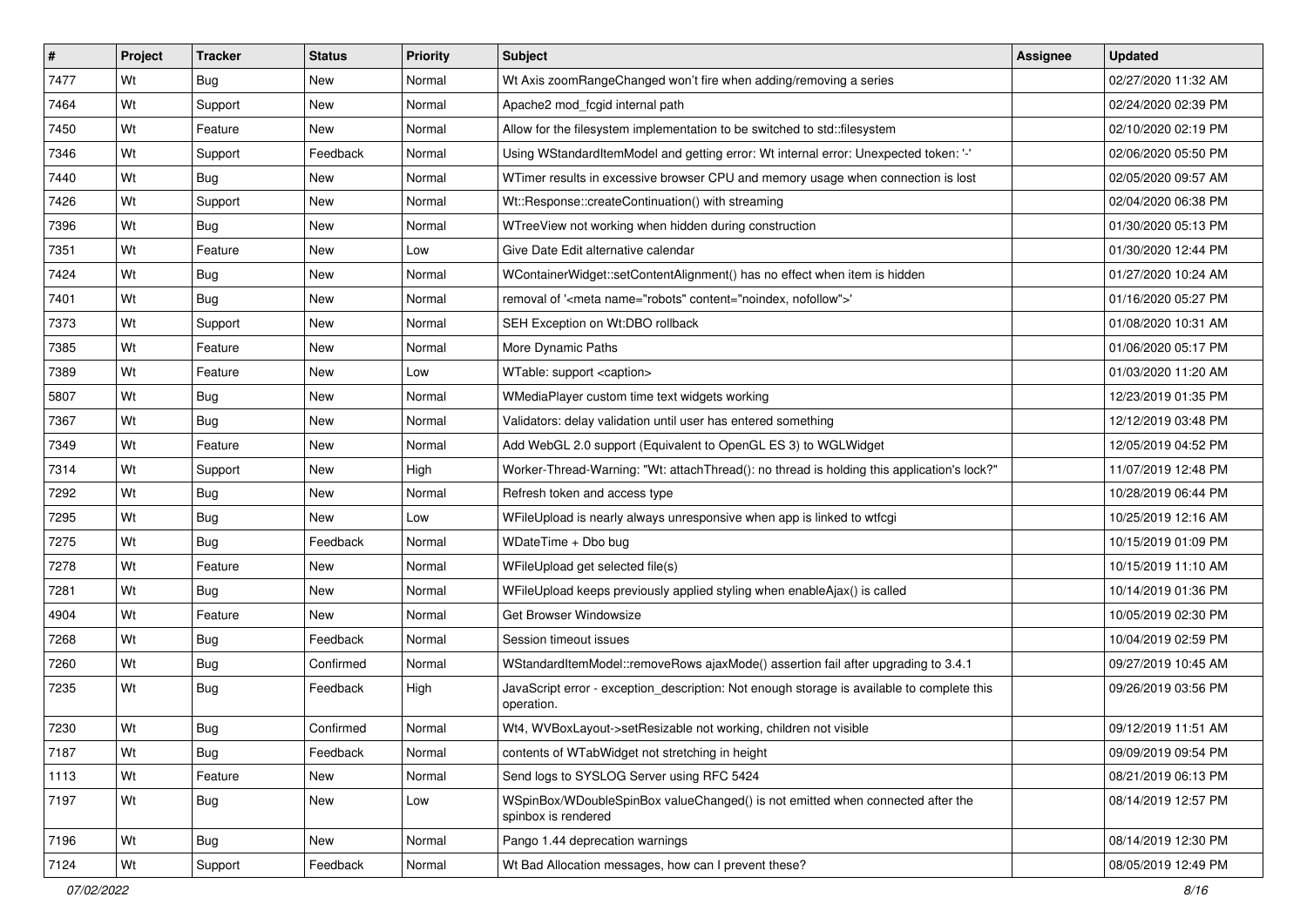| # | Project | Tracker | Status | Priority | Subject | Assignee | Updated |
|---|---|---|---|---|---|---|---|
| 7477 | Wt | Bug | New | Normal | Wt Axis zoomRangeChanged won't fire when adding/removing a series | | 02/27/2020 11:32 AM |
| 7464 | Wt | Support | New | Normal | Apache2 mod_fcgid internal path | | 02/24/2020 02:39 PM |
| 7450 | Wt | Feature | New | Normal | Allow for the filesystem implementation to be switched to std::filesystem | | 02/10/2020 02:19 PM |
| 7346 | Wt | Support | Feedback | Normal | Using WStandardItemModel and getting error: Wt internal error: Unexpected token: '-' | | 02/06/2020 05:50 PM |
| 7440 | Wt | Bug | New | Normal | WTimer results in excessive browser CPU and memory usage when connection is lost | | 02/05/2020 09:57 AM |
| 7426 | Wt | Support | New | Normal | Wt::Response::createContinuation() with streaming | | 02/04/2020 06:38 PM |
| 7396 | Wt | Bug | New | Normal | WTreeView not working when hidden during construction | | 01/30/2020 05:13 PM |
| 7351 | Wt | Feature | New | Low | Give Date Edit alternative calendar | | 01/30/2020 12:44 PM |
| 7424 | Wt | Bug | New | Normal | WContainerWidget::setContentAlignment() has no effect when item is hidden | | 01/27/2020 10:24 AM |
| 7401 | Wt | Bug | New | Normal | removal of '<meta name="robots" content="noindex, nofollow">' | | 01/16/2020 05:27 PM |
| 7373 | Wt | Support | New | Normal | SEH Exception on Wt:DBO rollback | | 01/08/2020 10:31 AM |
| 7385 | Wt | Feature | New | Normal | More Dynamic Paths | | 01/06/2020 05:17 PM |
| 7389 | Wt | Feature | New | Low | WTable: support <caption> | | 01/03/2020 11:20 AM |
| 5807 | Wt | Bug | New | Normal | WMediaPlayer custom time text widgets working | | 12/23/2019 01:35 PM |
| 7367 | Wt | Bug | New | Normal | Validators: delay validation until user has entered something | | 12/12/2019 03:48 PM |
| 7349 | Wt | Feature | New | Normal | Add WebGL 2.0 support (Equivalent to OpenGL ES 3) to WGLWidget | | 12/05/2019 04:52 PM |
| 7314 | Wt | Support | New | High | Worker-Thread-Warning: "Wt: attachThread(): no thread is holding this application's lock?" | | 11/07/2019 12:48 PM |
| 7292 | Wt | Bug | New | Normal | Refresh token and access type | | 10/28/2019 06:44 PM |
| 7295 | Wt | Bug | New | Low | WFileUpload is nearly always unresponsive when app is linked to wtfcgi | | 10/25/2019 12:16 AM |
| 7275 | Wt | Bug | Feedback | Normal | WDateTime + Dbo bug | | 10/15/2019 01:09 PM |
| 7278 | Wt | Feature | New | Normal | WFileUpload get selected file(s) | | 10/15/2019 11:10 AM |
| 7281 | Wt | Bug | New | Normal | WFileUpload keeps previously applied styling when enableAjax() is called | | 10/14/2019 01:36 PM |
| 4904 | Wt | Feature | New | Normal | Get Browser Windowsize | | 10/05/2019 02:30 PM |
| 7268 | Wt | Bug | Feedback | Normal | Session timeout issues | | 10/04/2019 02:59 PM |
| 7260 | Wt | Bug | Confirmed | Normal | WStandardItemModel::removeRows ajaxMode() assertion fail after upgrading to 3.4.1 | | 09/27/2019 10:45 AM |
| 7235 | Wt | Bug | Feedback | High | JavaScript error - exception_description: Not enough storage is available to complete this operation. | | 09/26/2019 03:56 PM |
| 7230 | Wt | Bug | Confirmed | Normal | Wt4, WVBoxLayout->setResizable not working, children not visible | | 09/12/2019 11:51 AM |
| 7187 | Wt | Bug | Feedback | Normal | contents of WTabWidget not stretching in height | | 09/09/2019 09:54 PM |
| 1113 | Wt | Feature | New | Normal | Send logs to SYSLOG Server using RFC 5424 | | 08/21/2019 06:13 PM |
| 7197 | Wt | Bug | New | Low | WSpinBox/WDoubleSpinBox valueChanged() is not emitted when connected after the spinbox is rendered | | 08/14/2019 12:57 PM |
| 7196 | Wt | Bug | New | Normal | Pango 1.44 deprecation warnings | | 08/14/2019 12:30 PM |
| 7124 | Wt | Support | Feedback | Normal | Wt Bad Allocation messages, how can I prevent these? | | 08/05/2019 12:49 PM |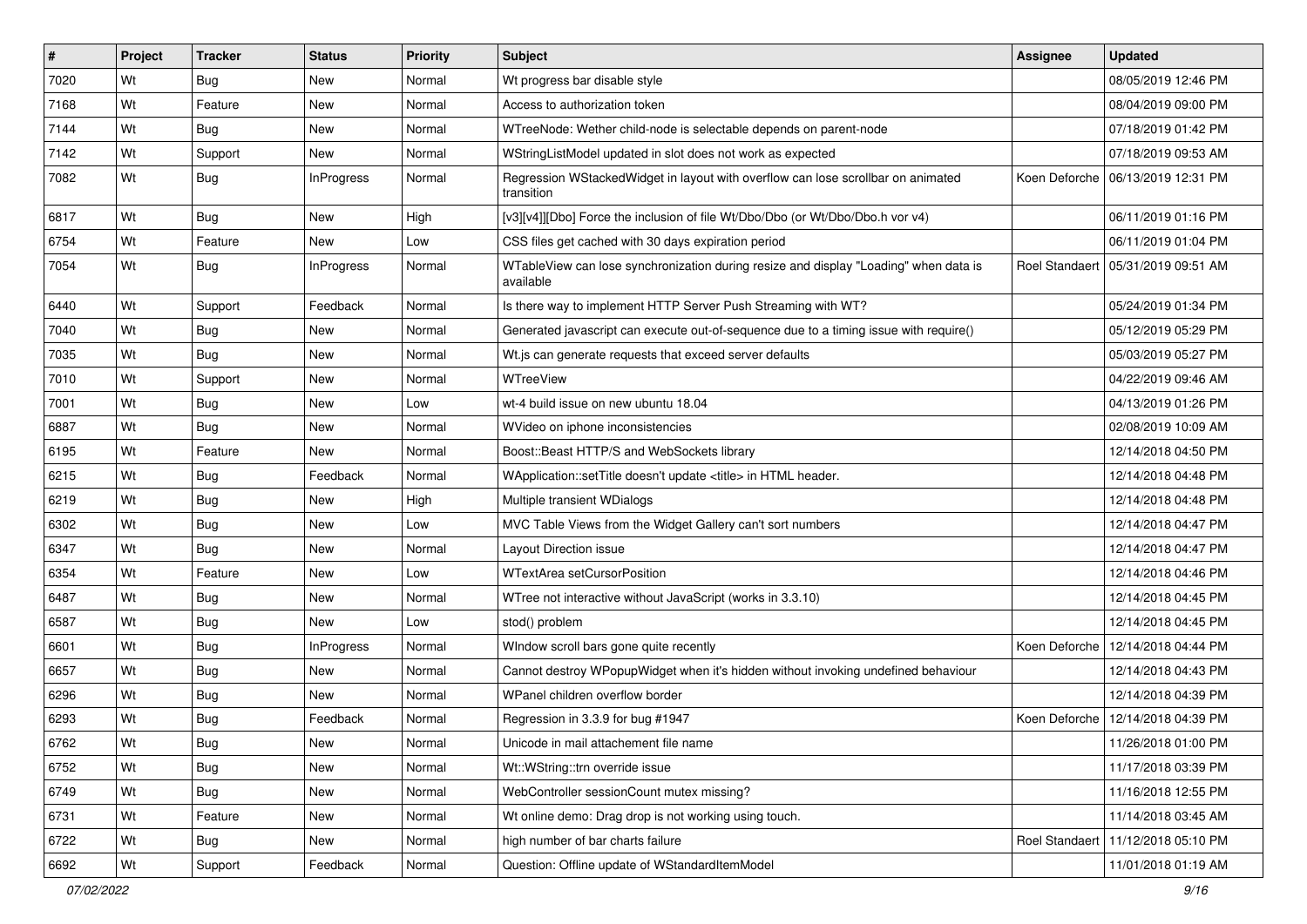| # | Project | Tracker | Status | Priority | Subject | Assignee | Updated |
|---|---|---|---|---|---|---|---|
| 7020 | Wt | Bug | New | Normal | Wt progress bar disable style | | 08/05/2019 12:46 PM |
| 7168 | Wt | Feature | New | Normal | Access to authorization token | | 08/04/2019 09:00 PM |
| 7144 | Wt | Bug | New | Normal | WTreeNode: Wether child-node is selectable depends on parent-node | | 07/18/2019 01:42 PM |
| 7142 | Wt | Support | New | Normal | WStringListModel updated in slot does not work as expected | | 07/18/2019 09:53 AM |
| 7082 | Wt | Bug | InProgress | Normal | Regression WStackedWidget in layout with overflow can lose scrollbar on animated transition | Koen Deforche | 06/13/2019 12:31 PM |
| 6817 | Wt | Bug | New | High | [v3][v4]][Dbo] Force the inclusion of file Wt/Dbo/Dbo (or Wt/Dbo/Dbo.h vor v4) | | 06/11/2019 01:16 PM |
| 6754 | Wt | Feature | New | Low | CSS files get cached with 30 days expiration period | | 06/11/2019 01:04 PM |
| 7054 | Wt | Bug | InProgress | Normal | WTableView can lose synchronization during resize and display "Loading" when data is available | Roel Standaert | 05/31/2019 09:51 AM |
| 6440 | Wt | Support | Feedback | Normal | Is there way to implement HTTP Server Push Streaming with WT? | | 05/24/2019 01:34 PM |
| 7040 | Wt | Bug | New | Normal | Generated javascript can execute out-of-sequence due to a timing issue with require() | | 05/12/2019 05:29 PM |
| 7035 | Wt | Bug | New | Normal | Wt.js can generate requests that exceed server defaults | | 05/03/2019 05:27 PM |
| 7010 | Wt | Support | New | Normal | WTreeView | | 04/22/2019 09:46 AM |
| 7001 | Wt | Bug | New | Low | wt-4 build issue on new ubuntu 18.04 | | 04/13/2019 01:26 PM |
| 6887 | Wt | Bug | New | Normal | WVideo on iphone inconsistencies | | 02/08/2019 10:09 AM |
| 6195 | Wt | Feature | New | Normal | Boost::Beast HTTP/S and WebSockets library | | 12/14/2018 04:50 PM |
| 6215 | Wt | Bug | Feedback | Normal | WApplication::setTitle doesn't update <title> in HTML header. | | 12/14/2018 04:48 PM |
| 6219 | Wt | Bug | New | High | Multiple transient WDialogs | | 12/14/2018 04:48 PM |
| 6302 | Wt | Bug | New | Low | MVC Table Views from the Widget Gallery can't sort numbers | | 12/14/2018 04:47 PM |
| 6347 | Wt | Bug | New | Normal | Layout Direction issue | | 12/14/2018 04:47 PM |
| 6354 | Wt | Feature | New | Low | WTextArea setCursorPosition | | 12/14/2018 04:46 PM |
| 6487 | Wt | Bug | New | Normal | WTree not interactive without JavaScript (works in 3.3.10) | | 12/14/2018 04:45 PM |
| 6587 | Wt | Bug | New | Low | stod() problem | | 12/14/2018 04:45 PM |
| 6601 | Wt | Bug | InProgress | Normal | WIndow scroll bars gone quite recently | Koen Deforche | 12/14/2018 04:44 PM |
| 6657 | Wt | Bug | New | Normal | Cannot destroy WPopupWidget when it's hidden without invoking undefined behaviour | | 12/14/2018 04:43 PM |
| 6296 | Wt | Bug | New | Normal | WPanel children overflow border | | 12/14/2018 04:39 PM |
| 6293 | Wt | Bug | Feedback | Normal | Regression in 3.3.9 for bug #1947 | Koen Deforche | 12/14/2018 04:39 PM |
| 6762 | Wt | Bug | New | Normal | Unicode in mail attachement file name | | 11/26/2018 01:00 PM |
| 6752 | Wt | Bug | New | Normal | Wt::WString::trn override issue | | 11/17/2018 03:39 PM |
| 6749 | Wt | Bug | New | Normal | WebController sessionCount mutex missing? | | 11/16/2018 12:55 PM |
| 6731 | Wt | Feature | New | Normal | Wt online demo: Drag drop is not working using touch. | | 11/14/2018 03:45 AM |
| 6722 | Wt | Bug | New | Normal | high number of bar charts failure | Roel Standaert | 11/12/2018 05:10 PM |
| 6692 | Wt | Support | Feedback | Normal | Question: Offline update of WStandardItemModel | | 11/01/2018 01:19 AM |

*07/02/2022*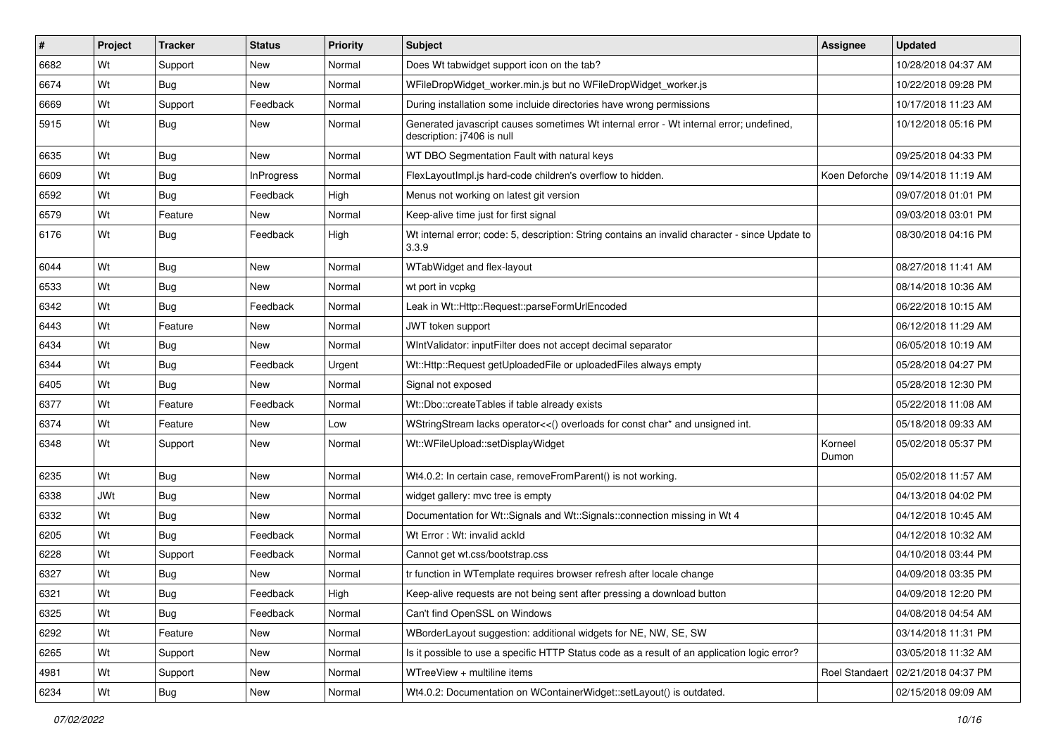| # | Project | Tracker | Status | Priority | Subject | Assignee | Updated |
| --- | --- | --- | --- | --- | --- | --- | --- |
| 6682 | Wt | Support | New | Normal | Does Wt tabwidget support icon on the tab? | | 10/28/2018 04:37 AM |
| 6674 | Wt | Bug | New | Normal | WFileDropWidget_worker.min.js but no WFileDropWidget_worker.js | | 10/22/2018 09:28 PM |
| 6669 | Wt | Support | Feedback | Normal | During installation some incluide directories have wrong permissions | | 10/17/2018 11:23 AM |
| 5915 | Wt | Bug | New | Normal | Generated javascript causes sometimes Wt internal error - Wt internal error; undefined, description: j7406 is null | | 10/12/2018 05:16 PM |
| 6635 | Wt | Bug | New | Normal | WT DBO Segmentation Fault with natural keys | | 09/25/2018 04:33 PM |
| 6609 | Wt | Bug | InProgress | Normal | FlexLayoutImpl.js hard-code children's overflow to hidden. | Koen Deforche | 09/14/2018 11:19 AM |
| 6592 | Wt | Bug | Feedback | High | Menus not working on latest git version | | 09/07/2018 01:01 PM |
| 6579 | Wt | Feature | New | Normal | Keep-alive time just for first signal | | 09/03/2018 03:01 PM |
| 6176 | Wt | Bug | Feedback | High | Wt internal error; code: 5, description: String contains an invalid character - since Update to 3.3.9 | | 08/30/2018 04:16 PM |
| 6044 | Wt | Bug | New | Normal | WTabWidget and flex-layout | | 08/27/2018 11:41 AM |
| 6533 | Wt | Bug | New | Normal | wt port in vcpkg | | 08/14/2018 10:36 AM |
| 6342 | Wt | Bug | Feedback | Normal | Leak in Wt::Http::Request::parseFormUrlEncoded | | 06/22/2018 10:15 AM |
| 6443 | Wt | Feature | New | Normal | JWT token support | | 06/12/2018 11:29 AM |
| 6434 | Wt | Bug | New | Normal | WIntValidator: inputFilter does not accept decimal separator | | 06/05/2018 10:19 AM |
| 6344 | Wt | Bug | Feedback | Urgent | Wt::Http::Request getUploadedFile or uploadedFiles always empty | | 05/28/2018 04:27 PM |
| 6405 | Wt | Bug | New | Normal | Signal not exposed | | 05/28/2018 12:30 PM |
| 6377 | Wt | Feature | Feedback | Normal | Wt::Dbo::createTables if table already exists | | 05/22/2018 11:08 AM |
| 6374 | Wt | Feature | New | Low | WStringStream lacks operator<<() overloads for const char* and unsigned int. | | 05/18/2018 09:33 AM |
| 6348 | Wt | Support | New | Normal | Wt::WFileUpload::setDisplayWidget | Korneel Dumon | 05/02/2018 05:37 PM |
| 6235 | Wt | Bug | New | Normal | Wt4.0.2: In certain case, removeFromParent() is not working. | | 05/02/2018 11:57 AM |
| 6338 | JWt | Bug | New | Normal | widget gallery: mvc tree is empty | | 04/13/2018 04:02 PM |
| 6332 | Wt | Bug | New | Normal | Documentation for Wt::Signals and Wt::Signals::connection missing in Wt 4 | | 04/12/2018 10:45 AM |
| 6205 | Wt | Bug | Feedback | Normal | Wt Error : Wt: invalid ackId | | 04/12/2018 10:32 AM |
| 6228 | Wt | Support | Feedback | Normal | Cannot get wt.css/bootstrap.css | | 04/10/2018 03:44 PM |
| 6327 | Wt | Bug | New | Normal | tr function in WTemplate requires browser refresh after locale change | | 04/09/2018 03:35 PM |
| 6321 | Wt | Bug | Feedback | High | Keep-alive requests are not being sent after pressing a download button | | 04/09/2018 12:20 PM |
| 6325 | Wt | Bug | Feedback | Normal | Can't find OpenSSL on Windows | | 04/08/2018 04:54 AM |
| 6292 | Wt | Feature | New | Normal | WBorderLayout suggestion: additional widgets for NE, NW, SE, SW | | 03/14/2018 11:31 PM |
| 6265 | Wt | Support | New | Normal | Is it possible to use a specific HTTP Status code as a result of an application logic error? | | 03/05/2018 11:32 AM |
| 4981 | Wt | Support | New | Normal | WTreeView + multiline items | Roel Standaert | 02/21/2018 04:37 PM |
| 6234 | Wt | Bug | New | Normal | Wt4.0.2: Documentation on WContainerWidget::setLayout() is outdated. | | 02/15/2018 09:09 AM |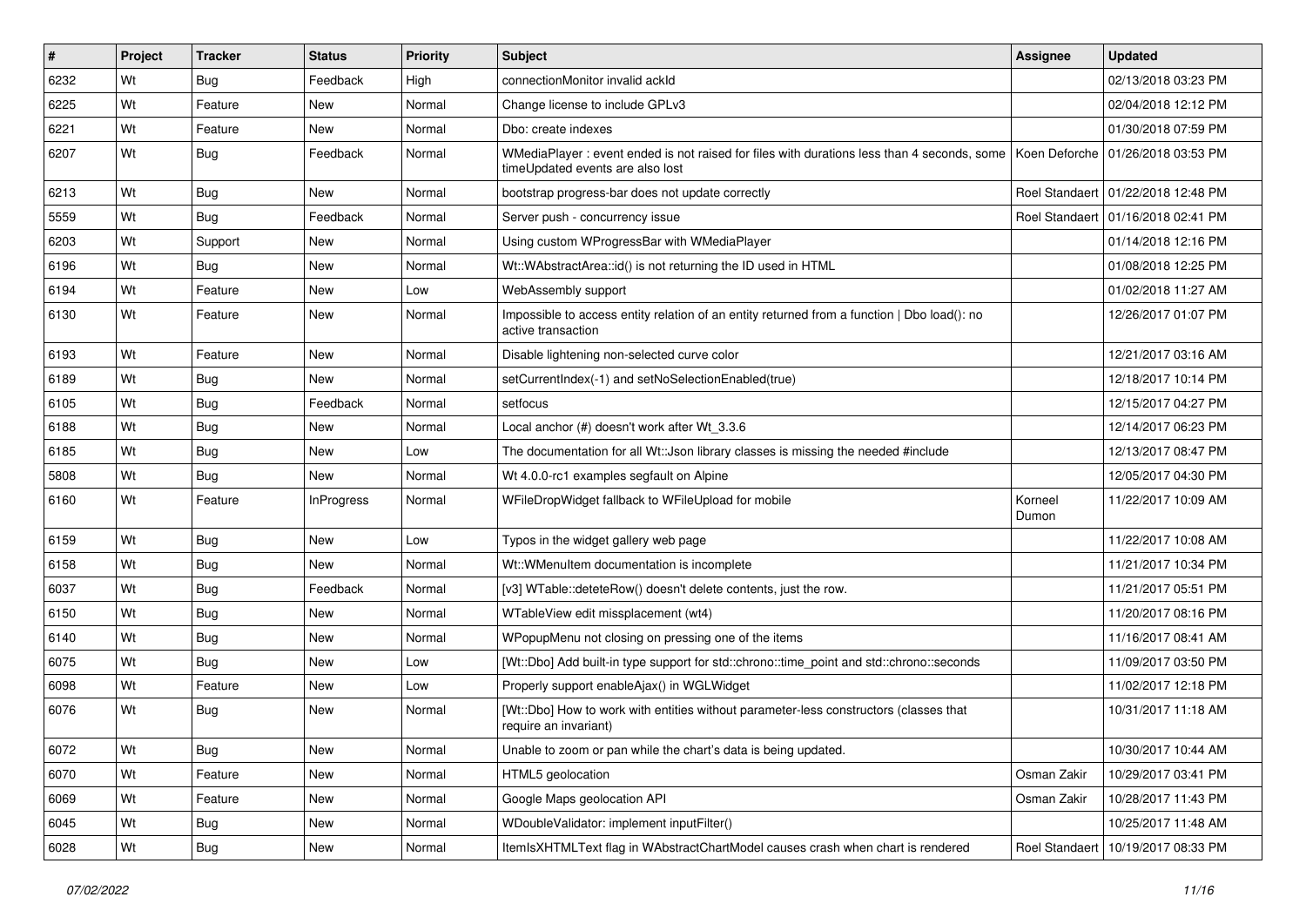| # | Project | Tracker | Status | Priority | Subject | Assignee | Updated |
|---|---|---|---|---|---|---|---|
| 6232 | Wt | Bug | Feedback | High | connectionMonitor invalid ackId | | 02/13/2018 03:23 PM |
| 6225 | Wt | Feature | New | Normal | Change license to include GPLv3 | | 02/04/2018 12:12 PM |
| 6221 | Wt | Feature | New | Normal | Dbo: create indexes | | 01/30/2018 07:59 PM |
| 6207 | Wt | Bug | Feedback | Normal | WMediaPlayer : event ended is not raised for files with durations less than 4 seconds, some timeUpdated events are also lost | Koen Deforche | 01/26/2018 03:53 PM |
| 6213 | Wt | Bug | New | Normal | bootstrap progress-bar does not update correctly | Roel Standaert | 01/22/2018 12:48 PM |
| 5559 | Wt | Bug | Feedback | Normal | Server push - concurrency issue | Roel Standaert | 01/16/2018 02:41 PM |
| 6203 | Wt | Support | New | Normal | Using custom WProgressBar with WMediaPlayer | | 01/14/2018 12:16 PM |
| 6196 | Wt | Bug | New | Normal | Wt::WAbstractArea::id() is not returning the ID used in HTML | | 01/08/2018 12:25 PM |
| 6194 | Wt | Feature | New | Low | WebAssembly support | | 01/02/2018 11:27 AM |
| 6130 | Wt | Feature | New | Normal | Impossible to access entity relation of an entity returned from a function \| Dbo load(): no active transaction | | 12/26/2017 01:07 PM |
| 6193 | Wt | Feature | New | Normal | Disable lightening non-selected curve color | | 12/21/2017 03:16 AM |
| 6189 | Wt | Bug | New | Normal | setCurrentIndex(-1) and setNoSelectionEnabled(true) | | 12/18/2017 10:14 PM |
| 6105 | Wt | Bug | Feedback | Normal | setfocus | | 12/15/2017 04:27 PM |
| 6188 | Wt | Bug | New | Normal | Local anchor (#) doesn't work after Wt_3.3.6 | | 12/14/2017 06:23 PM |
| 6185 | Wt | Bug | New | Low | The documentation for all Wt::Json library classes is missing the needed #include | | 12/13/2017 08:47 PM |
| 5808 | Wt | Bug | New | Normal | Wt 4.0.0-rc1 examples segfault on Alpine | | 12/05/2017 04:30 PM |
| 6160 | Wt | Feature | InProgress | Normal | WFileDropWidget fallback to WFileUpload for mobile | Korneel Dumon | 11/22/2017 10:09 AM |
| 6159 | Wt | Bug | New | Low | Typos in the widget gallery web page | | 11/22/2017 10:08 AM |
| 6158 | Wt | Bug | New | Normal | Wt::WMenuItem documentation is incomplete | | 11/21/2017 10:34 PM |
| 6037 | Wt | Bug | Feedback | Normal | [v3] WTable::deteteRow() doesn't delete contents, just the row. | | 11/21/2017 05:51 PM |
| 6150 | Wt | Bug | New | Normal | WTableView edit missplacement (wt4) | | 11/20/2017 08:16 PM |
| 6140 | Wt | Bug | New | Normal | WPopupMenu not closing on pressing one of the items | | 11/16/2017 08:41 AM |
| 6075 | Wt | Bug | New | Low | [Wt::Dbo] Add built-in type support for std::chrono::time_point and std::chrono::seconds | | 11/09/2017 03:50 PM |
| 6098 | Wt | Feature | New | Low | Properly support enableAjax() in WGLWidget | | 11/02/2017 12:18 PM |
| 6076 | Wt | Bug | New | Normal | [Wt::Dbo] How to work with entities without parameter-less constructors (classes that require an invariant) | | 10/31/2017 11:18 AM |
| 6072 | Wt | Bug | New | Normal | Unable to zoom or pan while the chart's data is being updated. | | 10/30/2017 10:44 AM |
| 6070 | Wt | Feature | New | Normal | HTML5 geolocation | Osman Zakir | 10/29/2017 03:41 PM |
| 6069 | Wt | Feature | New | Normal | Google Maps geolocation API | Osman Zakir | 10/28/2017 11:43 PM |
| 6045 | Wt | Bug | New | Normal | WDoubleValidator: implement inputFilter() | | 10/25/2017 11:48 AM |
| 6028 | Wt | Bug | New | Normal | ItemIsXHTMLText flag in WAbstractChartModel causes crash when chart is rendered | Roel Standaert | 10/19/2017 08:33 PM |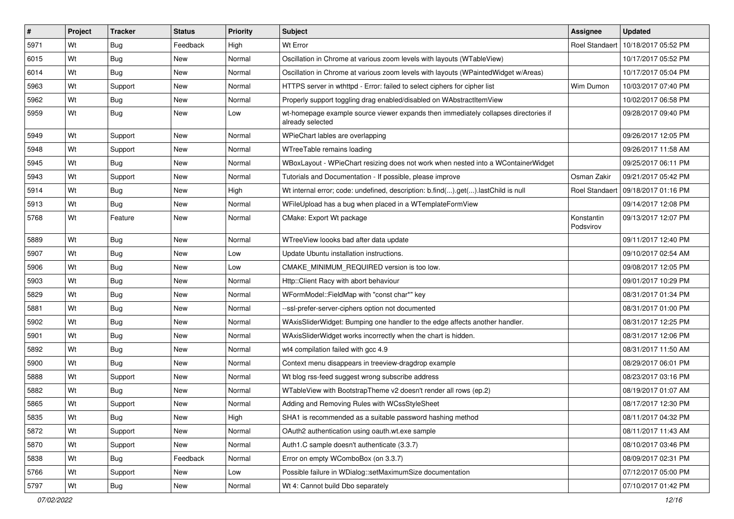| # | Project | Tracker | Status | Priority | Subject | Assignee | Updated |
|---|---|---|---|---|---|---|---|
| 5971 | Wt | Bug | Feedback | High | Wt Error | Roel Standaert | 10/18/2017 05:52 PM |
| 6015 | Wt | Bug | New | Normal | Oscillation in Chrome at various zoom levels with layouts (WTableView) | | 10/17/2017 05:52 PM |
| 6014 | Wt | Bug | New | Normal | Oscillation in Chrome at various zoom levels with layouts (WPaintedWidget w/Areas) | | 10/17/2017 05:04 PM |
| 5963 | Wt | Support | New | Normal | HTTPS server in wthttpd - Error: failed to select ciphers for cipher list | Wim Dumon | 10/03/2017 07:40 PM |
| 5962 | Wt | Bug | New | Normal | Properly support toggling drag enabled/disabled on WAbstractItemView | | 10/02/2017 06:58 PM |
| 5959 | Wt | Bug | New | Low | wt-homepage example source viewer expands then immediately collapses directories if already selected | | 09/28/2017 09:40 PM |
| 5949 | Wt | Support | New | Normal | WPieChart lables are overlapping | | 09/26/2017 12:05 PM |
| 5948 | Wt | Support | New | Normal | WTreeTable remains loading | | 09/26/2017 11:58 AM |
| 5945 | Wt | Bug | New | Normal | WBoxLayout - WPieChart resizing does not work when nested into a WContainerWidget | | 09/25/2017 06:11 PM |
| 5943 | Wt | Support | New | Normal | Tutorials and Documentation - If possible, please improve | Osman Zakir | 09/21/2017 05:42 PM |
| 5914 | Wt | Bug | New | High | Wt internal error; code: undefined, description: b.find(...).get(...).lastChild is null | Roel Standaert | 09/18/2017 01:16 PM |
| 5913 | Wt | Bug | New | Normal | WFileUpload has a bug when placed in a WTemplateFormView | | 09/14/2017 12:08 PM |
| 5768 | Wt | Feature | New | Normal | CMake: Export Wt package | Konstantin Podsvirov | 09/13/2017 12:07 PM |
| 5889 | Wt | Bug | New | Normal | WTreeView loooks bad after data update | | 09/11/2017 12:40 PM |
| 5907 | Wt | Bug | New | Low | Update Ubuntu installation instructions. | | 09/10/2017 02:54 AM |
| 5906 | Wt | Bug | New | Low | CMAKE_MINIMUM_REQUIRED version is too low. | | 09/08/2017 12:05 PM |
| 5903 | Wt | Bug | New | Normal | Http::Client Racy with abort behaviour | | 09/01/2017 10:29 PM |
| 5829 | Wt | Bug | New | Normal | WFormModel::FieldMap with "const char*" key | | 08/31/2017 01:34 PM |
| 5881 | Wt | Bug | New | Normal | --ssl-prefer-server-ciphers option not documented | | 08/31/2017 01:00 PM |
| 5902 | Wt | Bug | New | Normal | WAxisSliderWidget: Bumping one handler to the edge affects another handler. | | 08/31/2017 12:25 PM |
| 5901 | Wt | Bug | New | Normal | WAxisSliderWidget works incorrectly when the chart is hidden. | | 08/31/2017 12:06 PM |
| 5892 | Wt | Bug | New | Normal | wt4 compilation failed with gcc 4.9 | | 08/31/2017 11:50 AM |
| 5900 | Wt | Bug | New | Normal | Context menu disappears in treeview-dragdrop example | | 08/29/2017 06:01 PM |
| 5888 | Wt | Support | New | Normal | Wt blog rss-feed suggest wrong subscribe address | | 08/23/2017 03:16 PM |
| 5882 | Wt | Bug | New | Normal | WTableView with BootstrapTheme v2 doesn't render all rows (ep.2) | | 08/19/2017 01:07 AM |
| 5865 | Wt | Support | New | Normal | Adding and Removing Rules with WCssStyleSheet | | 08/17/2017 12:30 PM |
| 5835 | Wt | Bug | New | High | SHA1 is recommended as a suitable password hashing method | | 08/11/2017 04:32 PM |
| 5872 | Wt | Support | New | Normal | OAuth2 authentication using oauth.wt.exe sample | | 08/11/2017 11:43 AM |
| 5870 | Wt | Support | New | Normal | Auth1.C sample doesn't authenticate (3.3.7) | | 08/10/2017 03:46 PM |
| 5838 | Wt | Bug | Feedback | Normal | Error on empty WComboBox (on 3.3.7) | | 08/09/2017 02:31 PM |
| 5766 | Wt | Support | New | Low | Possible failure in WDialog::setMaximumSize documentation | | 07/12/2017 05:00 PM |
| 5797 | Wt | Bug | New | Normal | Wt 4: Cannot build Dbo separately | | 07/10/2017 01:42 PM |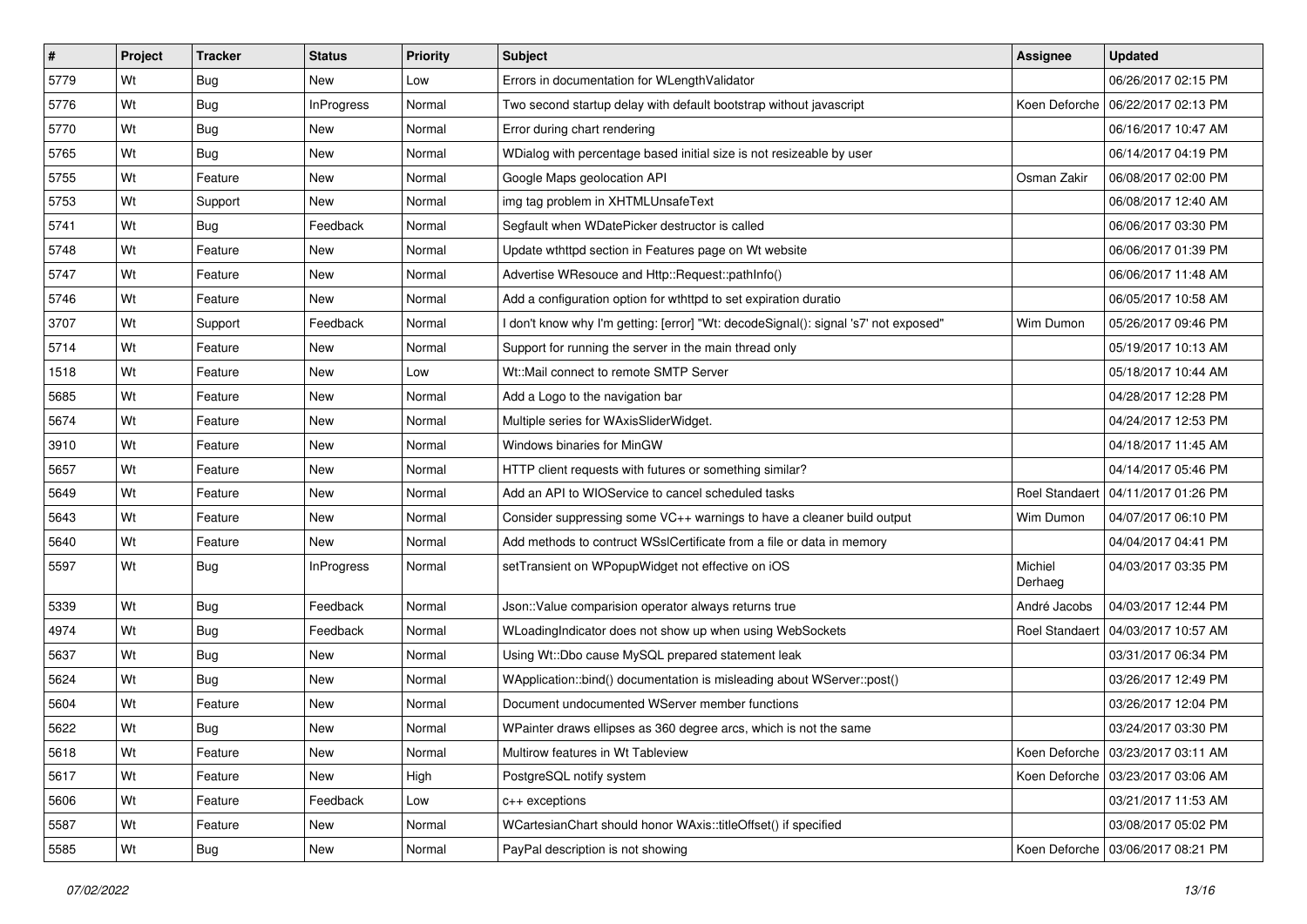| # | Project | Tracker | Status | Priority | Subject | Assignee | Updated |
|---|---|---|---|---|---|---|---|
| 5779 | Wt | Bug | New | Low | Errors in documentation for WLengthValidator | | 06/26/2017 02:15 PM |
| 5776 | Wt | Bug | InProgress | Normal | Two second startup delay with default bootstrap without javascript | Koen Deforche | 06/22/2017 02:13 PM |
| 5770 | Wt | Bug | New | Normal | Error during chart rendering | | 06/16/2017 10:47 AM |
| 5765 | Wt | Bug | New | Normal | WDialog with percentage based initial size is not resizeable by user | | 06/14/2017 04:19 PM |
| 5755 | Wt | Feature | New | Normal | Google Maps geolocation API | Osman Zakir | 06/08/2017 02:00 PM |
| 5753 | Wt | Support | New | Normal | img tag problem in XHTMLUnsafeText | | 06/08/2017 12:40 AM |
| 5741 | Wt | Bug | Feedback | Normal | Segfault when WDatePicker destructor is called | | 06/06/2017 03:30 PM |
| 5748 | Wt | Feature | New | Normal | Update wthttpd section in Features page on Wt website | | 06/06/2017 01:39 PM |
| 5747 | Wt | Feature | New | Normal | Advertise WResouce and Http::Request::pathInfo() | | 06/06/2017 11:48 AM |
| 5746 | Wt | Feature | New | Normal | Add a configuration option for wthttpd to set expiration duratio | | 06/05/2017 10:58 AM |
| 3707 | Wt | Support | Feedback | Normal | I don't know why I'm getting: [error] "Wt: decodeSignal(): signal 's7' not exposed" | Wim Dumon | 05/26/2017 09:46 PM |
| 5714 | Wt | Feature | New | Normal | Support for running the server in the main thread only | | 05/19/2017 10:13 AM |
| 1518 | Wt | Feature | New | Low | Wt::Mail connect to remote SMTP Server | | 05/18/2017 10:44 AM |
| 5685 | Wt | Feature | New | Normal | Add a Logo to the navigation bar | | 04/28/2017 12:28 PM |
| 5674 | Wt | Feature | New | Normal | Multiple series for WAxisSliderWidget. | | 04/24/2017 12:53 PM |
| 3910 | Wt | Feature | New | Normal | Windows binaries for MinGW | | 04/18/2017 11:45 AM |
| 5657 | Wt | Feature | New | Normal | HTTP client requests with futures or something similar? | | 04/14/2017 05:46 PM |
| 5649 | Wt | Feature | New | Normal | Add an API to WIOService to cancel scheduled tasks | Roel Standaert | 04/11/2017 01:26 PM |
| 5643 | Wt | Feature | New | Normal | Consider suppressing some VC++ warnings to have a cleaner build output | Wim Dumon | 04/07/2017 06:10 PM |
| 5640 | Wt | Feature | New | Normal | Add methods to contruct WSslCertificate from a file or data in memory | | 04/04/2017 04:41 PM |
| 5597 | Wt | Bug | InProgress | Normal | setTransient on WPopupWidget not effective on iOS | Michiel Derhaeg | 04/03/2017 03:35 PM |
| 5339 | Wt | Bug | Feedback | Normal | Json::Value comparision operator always returns true | André Jacobs | 04/03/2017 12:44 PM |
| 4974 | Wt | Bug | Feedback | Normal | WLoadingIndicator does not show up when using WebSockets | Roel Standaert | 04/03/2017 10:57 AM |
| 5637 | Wt | Bug | New | Normal | Using Wt::Dbo cause MySQL prepared statement leak | | 03/31/2017 06:34 PM |
| 5624 | Wt | Bug | New | Normal | WApplication::bind() documentation is misleading about WServer::post() | | 03/26/2017 12:49 PM |
| 5604 | Wt | Feature | New | Normal | Document undocumented WServer member functions | | 03/26/2017 12:04 PM |
| 5622 | Wt | Bug | New | Normal | WPainter draws ellipses as 360 degree arcs, which is not the same | | 03/24/2017 03:30 PM |
| 5618 | Wt | Feature | New | Normal | Multirow features in Wt Tableview | Koen Deforche | 03/23/2017 03:11 AM |
| 5617 | Wt | Feature | New | High | PostgreSQL notify system | Koen Deforche | 03/23/2017 03:06 AM |
| 5606 | Wt | Feature | Feedback | Low | c++ exceptions | | 03/21/2017 11:53 AM |
| 5587 | Wt | Feature | New | Normal | WCartesianChart should honor WAxis::titleOffset() if specified | | 03/08/2017 05:02 PM |
| 5585 | Wt | Bug | New | Normal | PayPal description is not showing | Koen Deforche | 03/06/2017 08:21 PM |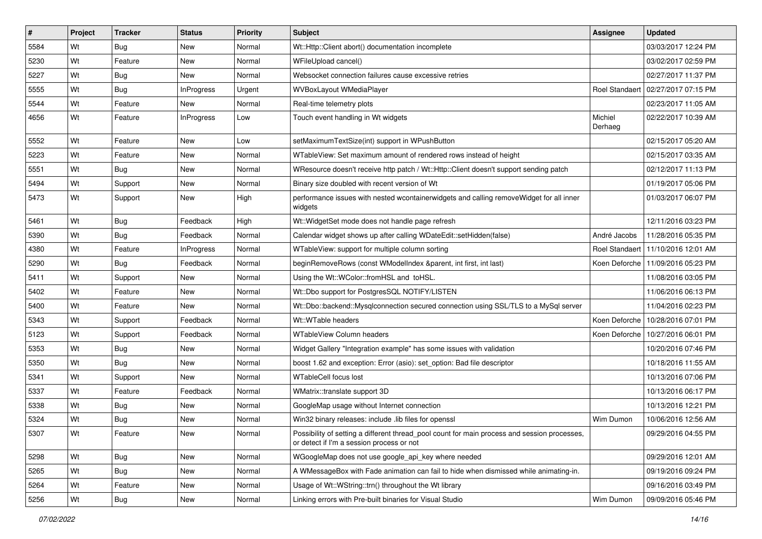| # | Project | Tracker | Status | Priority | Subject | Assignee | Updated |
|---|---|---|---|---|---|---|---|
| 5584 | Wt | Bug | New | Normal | Wt::Http::Client abort() documentation incomplete | | 03/03/2017 12:24 PM |
| 5230 | Wt | Feature | New | Normal | WFileUpload cancel() | | 03/02/2017 02:59 PM |
| 5227 | Wt | Bug | New | Normal | Websocket connection failures cause excessive retries | | 02/27/2017 11:37 PM |
| 5555 | Wt | Bug | InProgress | Urgent | WVBoxLayout WMediaPlayer | Roel Standaert | 02/27/2017 07:15 PM |
| 5544 | Wt | Feature | New | Normal | Real-time telemetry plots | | 02/23/2017 11:05 AM |
| 4656 | Wt | Feature | InProgress | Low | Touch event handling in Wt widgets | Michiel Derhaeg | 02/22/2017 10:39 AM |
| 5552 | Wt | Feature | New | Low | setMaximumTextSize(int) support in WPushButton | | 02/15/2017 05:20 AM |
| 5223 | Wt | Feature | New | Normal | WTableView: Set maximum amount of rendered rows instead of height | | 02/15/2017 03:35 AM |
| 5551 | Wt | Bug | New | Normal | WResource doesn't receive http patch / Wt::Http::Client doesn't support sending patch | | 02/12/2017 11:13 PM |
| 5494 | Wt | Support | New | Normal | Binary size doubled with recent version of Wt | | 01/19/2017 05:06 PM |
| 5473 | Wt | Support | New | High | performance issues with nested wcontainerwidgets and calling removeWidget for all inner widgets | | 01/03/2017 06:07 PM |
| 5461 | Wt | Bug | Feedback | High | Wt::WidgetSet mode does not handle page refresh | | 12/11/2016 03:23 PM |
| 5390 | Wt | Bug | Feedback | Normal | Calendar widget shows up after calling WDateEdit::setHidden(false) | André Jacobs | 11/28/2016 05:35 PM |
| 4380 | Wt | Feature | InProgress | Normal | WTableView: support for multiple column sorting | Roel Standaert | 11/10/2016 12:01 AM |
| 5290 | Wt | Bug | Feedback | Normal | beginRemoveRows (const WModelIndex &parent, int first, int last) | Koen Deforche | 11/09/2016 05:23 PM |
| 5411 | Wt | Support | New | Normal | Using the Wt::WColor::fromHSL and toHSL. | | 11/08/2016 03:05 PM |
| 5402 | Wt | Feature | New | Normal | Wt::Dbo support for PostgresSQL NOTIFY/LISTEN | | 11/06/2016 06:13 PM |
| 5400 | Wt | Feature | New | Normal | Wt::Dbo::backend::Mysqlconnection secured connection using SSL/TLS to a MySql server | | 11/04/2016 02:23 PM |
| 5343 | Wt | Support | Feedback | Normal | Wt::WTable headers | Koen Deforche | 10/28/2016 07:01 PM |
| 5123 | Wt | Support | Feedback | Normal | WTableView Column headers | Koen Deforche | 10/27/2016 06:01 PM |
| 5353 | Wt | Bug | New | Normal | Widget Gallery "Integration example" has some issues with validation | | 10/20/2016 07:46 PM |
| 5350 | Wt | Bug | New | Normal | boost 1.62 and exception: Error (asio): set_option: Bad file descriptor | | 10/18/2016 11:55 AM |
| 5341 | Wt | Support | New | Normal | WTableCell focus lost | | 10/13/2016 07:06 PM |
| 5337 | Wt | Feature | Feedback | Normal | WMatrix::translate support 3D | | 10/13/2016 06:17 PM |
| 5338 | Wt | Bug | New | Normal | GoogleMap usage without Internet connection | | 10/13/2016 12:21 PM |
| 5324 | Wt | Bug | New | Normal | Win32 binary releases: include .lib files for openssl | Wim Dumon | 10/06/2016 12:56 AM |
| 5307 | Wt | Feature | New | Normal | Possibility of setting a different thread_pool count for main process and session processes, or detect if I'm a session process or not | | 09/29/2016 04:55 PM |
| 5298 | Wt | Bug | New | Normal | WGoogleMap does not use google_api_key where needed | | 09/29/2016 12:01 AM |
| 5265 | Wt | Bug | New | Normal | A WMessageBox with Fade animation can fail to hide when dismissed while animating-in. | | 09/19/2016 09:24 PM |
| 5264 | Wt | Feature | New | Normal | Usage of Wt::WString::trn() throughout the Wt library | | 09/16/2016 03:49 PM |
| 5256 | Wt | Bug | New | Normal | Linking errors with Pre-built binaries for Visual Studio | Wim Dumon | 09/09/2016 05:46 PM |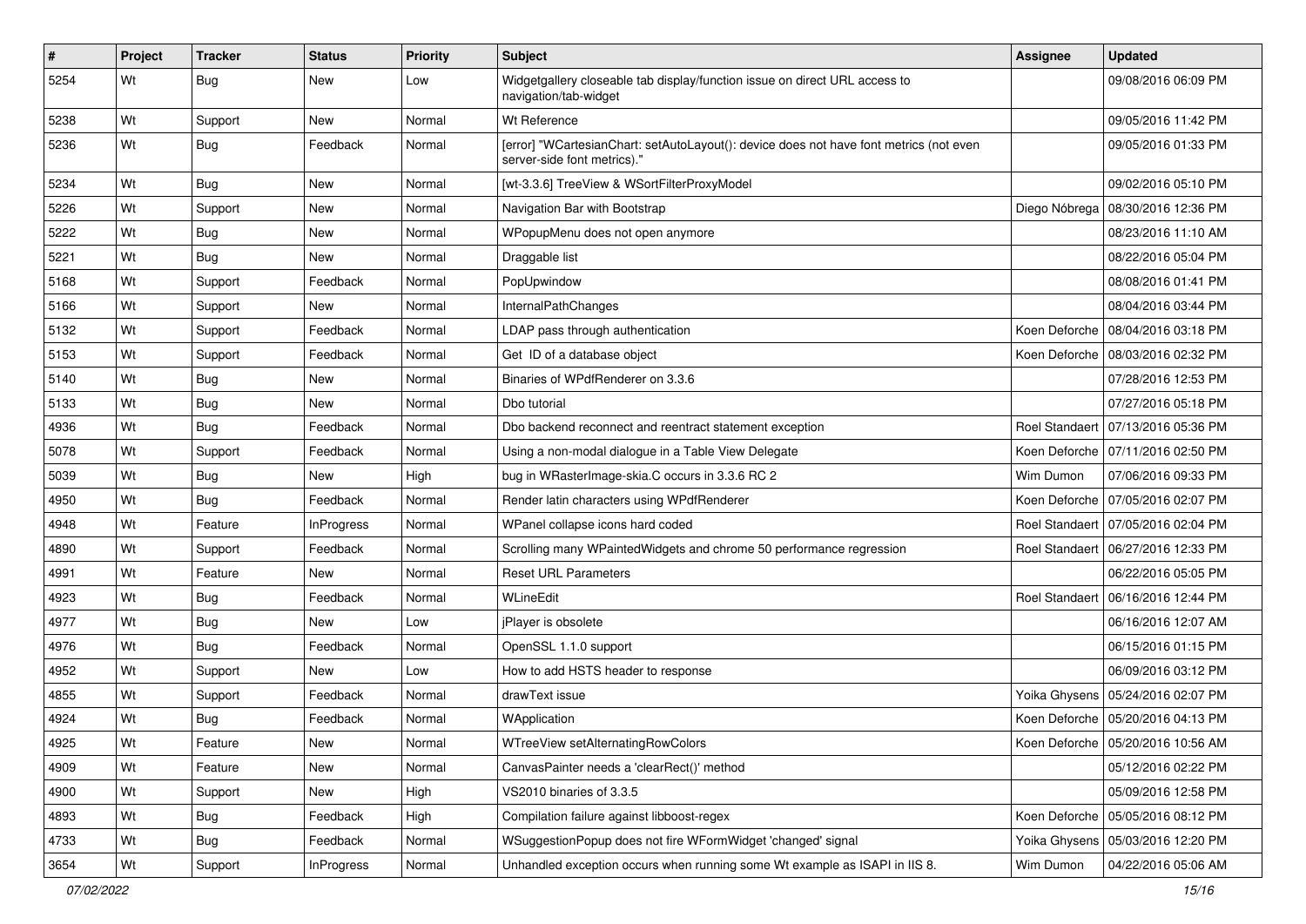| # | Project | Tracker | Status | Priority | Subject | Assignee | Updated |
|---|---|---|---|---|---|---|---|
| 5254 | Wt | Bug | New | Low | Widgetgallery closeable tab display/function issue on direct URL access to navigation/tab-widget | | 09/08/2016 06:09 PM |
| 5238 | Wt | Support | New | Normal | Wt Reference | | 09/05/2016 11:42 PM |
| 5236 | Wt | Bug | Feedback | Normal | [error] "WCartesianChart: setAutoLayout(): device does not have font metrics (not even server-side font metrics)." | | 09/05/2016 01:33 PM |
| 5234 | Wt | Bug | New | Normal | [wt-3.3.6] TreeView & WSortFilterProxyModel | | 09/02/2016 05:10 PM |
| 5226 | Wt | Support | New | Normal | Navigation Bar with Bootstrap | Diego Nóbrega | 08/30/2016 12:36 PM |
| 5222 | Wt | Bug | New | Normal | WPopupMenu does not open anymore | | 08/23/2016 11:10 AM |
| 5221 | Wt | Bug | New | Normal | Draggable list | | 08/22/2016 05:04 PM |
| 5168 | Wt | Support | Feedback | Normal | PopUpwindow | | 08/08/2016 01:41 PM |
| 5166 | Wt | Support | New | Normal | InternalPathChanges | | 08/04/2016 03:44 PM |
| 5132 | Wt | Support | Feedback | Normal | LDAP pass through authentication | Koen Deforche | 08/04/2016 03:18 PM |
| 5153 | Wt | Support | Feedback | Normal | Get ID of a database object | Koen Deforche | 08/03/2016 02:32 PM |
| 5140 | Wt | Bug | New | Normal | Binaries of WPdfRenderer on 3.3.6 | | 07/28/2016 12:53 PM |
| 5133 | Wt | Bug | New | Normal | Dbo tutorial | | 07/27/2016 05:18 PM |
| 4936 | Wt | Bug | Feedback | Normal | Dbo backend reconnect and reentract statement exception | Roel Standaert | 07/13/2016 05:36 PM |
| 5078 | Wt | Support | Feedback | Normal | Using a non-modal dialogue in a Table View Delegate | Koen Deforche | 07/11/2016 02:50 PM |
| 5039 | Wt | Bug | New | High | bug in WRasterImage-skia.C occurs in 3.3.6 RC 2 | Wim Dumon | 07/06/2016 09:33 PM |
| 4950 | Wt | Bug | Feedback | Normal | Render latin characters using WPdfRenderer | Koen Deforche | 07/05/2016 02:07 PM |
| 4948 | Wt | Feature | InProgress | Normal | WPanel collapse icons hard coded | Roel Standaert | 07/05/2016 02:04 PM |
| 4890 | Wt | Support | Feedback | Normal | Scrolling many WPaintedWidgets and chrome 50 performance regression | Roel Standaert | 06/27/2016 12:33 PM |
| 4991 | Wt | Feature | New | Normal | Reset URL Parameters | | 06/22/2016 05:05 PM |
| 4923 | Wt | Bug | Feedback | Normal | WLineEdit | Roel Standaert | 06/16/2016 12:44 PM |
| 4977 | Wt | Bug | New | Low | jPlayer is obsolete | | 06/16/2016 12:07 AM |
| 4976 | Wt | Bug | Feedback | Normal | OpenSSL 1.1.0 support | | 06/15/2016 01:15 PM |
| 4952 | Wt | Support | New | Low | How to add HSTS header to response | | 06/09/2016 03:12 PM |
| 4855 | Wt | Support | Feedback | Normal | drawText issue | Yoika Ghysens | 05/24/2016 02:07 PM |
| 4924 | Wt | Bug | Feedback | Normal | WApplication | Koen Deforche | 05/20/2016 04:13 PM |
| 4925 | Wt | Feature | New | Normal | WTreeView setAlternatingRowColors | Koen Deforche | 05/20/2016 10:56 AM |
| 4909 | Wt | Feature | New | Normal | CanvasPainter needs a 'clearRect()' method | | 05/12/2016 02:22 PM |
| 4900 | Wt | Support | New | High | VS2010 binaries of 3.3.5 | | 05/09/2016 12:58 PM |
| 4893 | Wt | Bug | Feedback | High | Compilation failure against libboost-regex | Koen Deforche | 05/05/2016 08:12 PM |
| 4733 | Wt | Bug | Feedback | Normal | WSuggestionPopup does not fire WFormWidget 'changed' signal | Yoika Ghysens | 05/03/2016 12:20 PM |
| 3654 | Wt | Support | InProgress | Normal | Unhandled exception occurs when running some Wt example as ISAPI in IIS 8. | Wim Dumon | 04/22/2016 05:06 AM |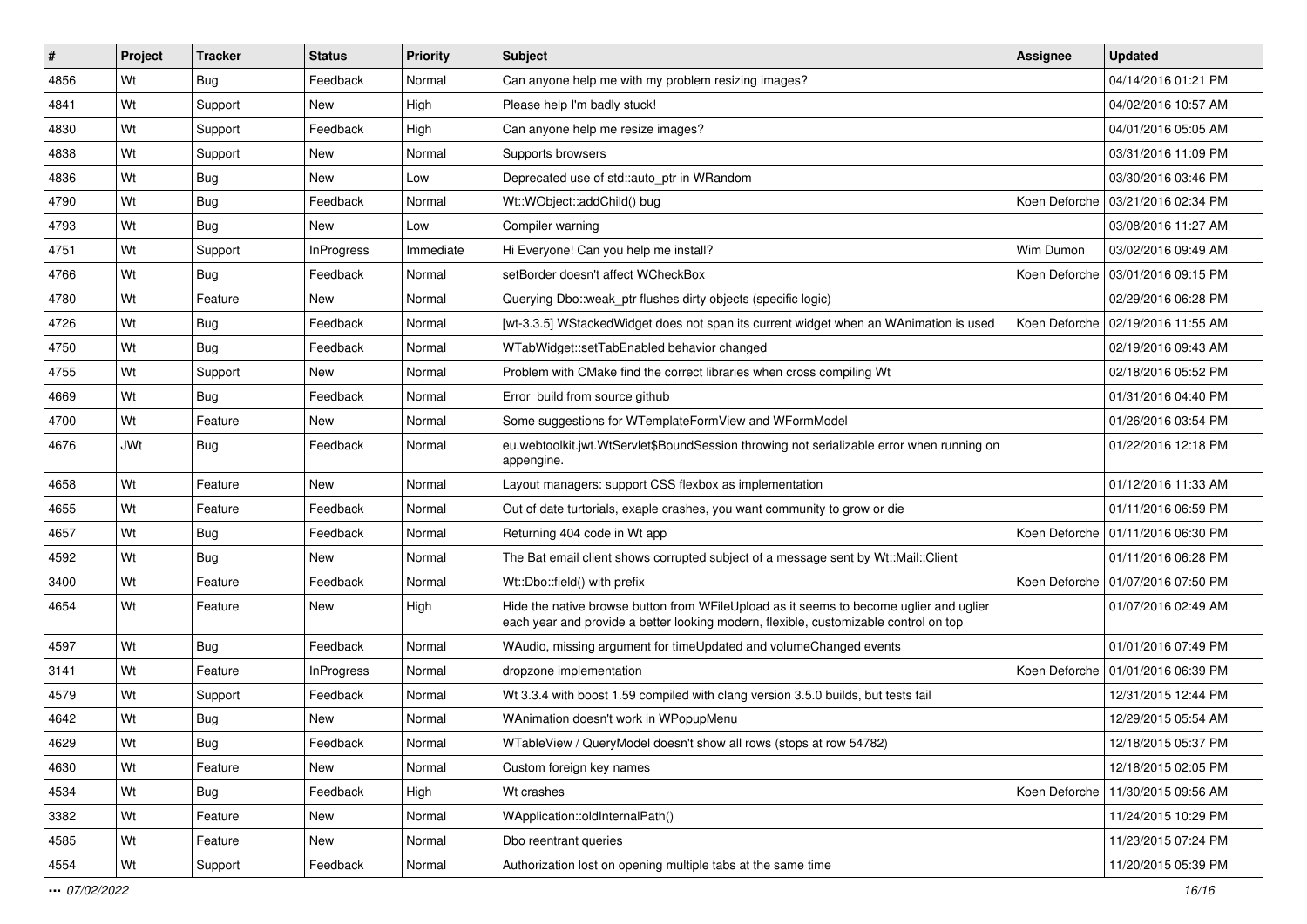| # | Project | Tracker | Status | Priority | Subject | Assignee | Updated |
|---|---|---|---|---|---|---|---|
| 4856 | Wt | Bug | Feedback | Normal | Can anyone help me with my problem resizing images? | | 04/14/2016 01:21 PM |
| 4841 | Wt | Support | New | High | Please help I'm badly stuck! | | 04/02/2016 10:57 AM |
| 4830 | Wt | Support | Feedback | High | Can anyone help me resize images? | | 04/01/2016 05:05 AM |
| 4838 | Wt | Support | New | Normal | Supports browsers | | 03/31/2016 11:09 PM |
| 4836 | Wt | Bug | New | Low | Deprecated use of std::auto_ptr in WRandom | | 03/30/2016 03:46 PM |
| 4790 | Wt | Bug | Feedback | Normal | Wt::WObject::addChild() bug | Koen Deforche | 03/21/2016 02:34 PM |
| 4793 | Wt | Bug | New | Low | Compiler warning | | 03/08/2016 11:27 AM |
| 4751 | Wt | Support | InProgress | Immediate | Hi Everyone! Can you help me install? | Wim Dumon | 03/02/2016 09:49 AM |
| 4766 | Wt | Bug | Feedback | Normal | setBorder doesn't affect WCheckBox | Koen Deforche | 03/01/2016 09:15 PM |
| 4780 | Wt | Feature | New | Normal | Querying Dbo::weak_ptr flushes dirty objects (specific logic) | | 02/29/2016 06:28 PM |
| 4726 | Wt | Bug | Feedback | Normal | [wt-3.3.5] WStackedWidget does not span its current widget when an WAnimation is used | Koen Deforche | 02/19/2016 11:55 AM |
| 4750 | Wt | Bug | Feedback | Normal | WTabWidget::setTabEnabled behavior changed | | 02/19/2016 09:43 AM |
| 4755 | Wt | Support | New | Normal | Problem with CMake find the correct libraries when cross compiling Wt | | 02/18/2016 05:52 PM |
| 4669 | Wt | Bug | Feedback | Normal | Error build from source github | | 01/31/2016 04:40 PM |
| 4700 | Wt | Feature | New | Normal | Some suggestions for WTemplateFormView and WFormModel | | 01/26/2016 03:54 PM |
| 4676 | JWt | Bug | Feedback | Normal | eu.webtoolkit.jwt.WtServlet$BoundSession throwing not serializable error when running on appengine. | | 01/22/2016 12:18 PM |
| 4658 | Wt | Feature | New | Normal | Layout managers: support CSS flexbox as implementation | | 01/12/2016 11:33 AM |
| 4655 | Wt | Feature | Feedback | Normal | Out of date turtorials, exaple crashes, you want community to grow or die | | 01/11/2016 06:59 PM |
| 4657 | Wt | Bug | Feedback | Normal | Returning 404 code in Wt app | Koen Deforche | 01/11/2016 06:30 PM |
| 4592 | Wt | Bug | New | Normal | The Bat email client shows corrupted subject of a message sent by Wt::Mail::Client | | 01/11/2016 06:28 PM |
| 3400 | Wt | Feature | Feedback | Normal | Wt::Dbo::field() with prefix | Koen Deforche | 01/07/2016 07:50 PM |
| 4654 | Wt | Feature | New | High | Hide the native browse button from WFileUpload as it seems to become uglier and uglier each year and provide a better looking modern, flexible, customizable control on top | | 01/07/2016 02:49 AM |
| 4597 | Wt | Bug | Feedback | Normal | WAudio, missing argument for timeUpdated and volumeChanged events | | 01/01/2016 07:49 PM |
| 3141 | Wt | Feature | InProgress | Normal | dropzone implementation | Koen Deforche | 01/01/2016 06:39 PM |
| 4579 | Wt | Support | Feedback | Normal | Wt 3.3.4 with boost 1.59 compiled with clang version 3.5.0 builds, but tests fail | | 12/31/2015 12:44 PM |
| 4642 | Wt | Bug | New | Normal | WAnimation doesn't work in WPopupMenu | | 12/29/2015 05:54 AM |
| 4629 | Wt | Bug | Feedback | Normal | WTableView / QueryModel doesn't show all rows (stops at row 54782) | | 12/18/2015 05:37 PM |
| 4630 | Wt | Feature | New | Normal | Custom foreign key names | | 12/18/2015 02:05 PM |
| 4534 | Wt | Bug | Feedback | High | Wt crashes | Koen Deforche | 11/30/2015 09:56 AM |
| 3382 | Wt | Feature | New | Normal | WApplication::oldInternalPath() | | 11/24/2015 10:29 PM |
| 4585 | Wt | Feature | New | Normal | Dbo reentrant queries | | 11/23/2015 07:24 PM |
| 4554 | Wt | Support | Feedback | Normal | Authorization lost on opening multiple tabs at the same time | | 11/20/2015 05:39 PM |